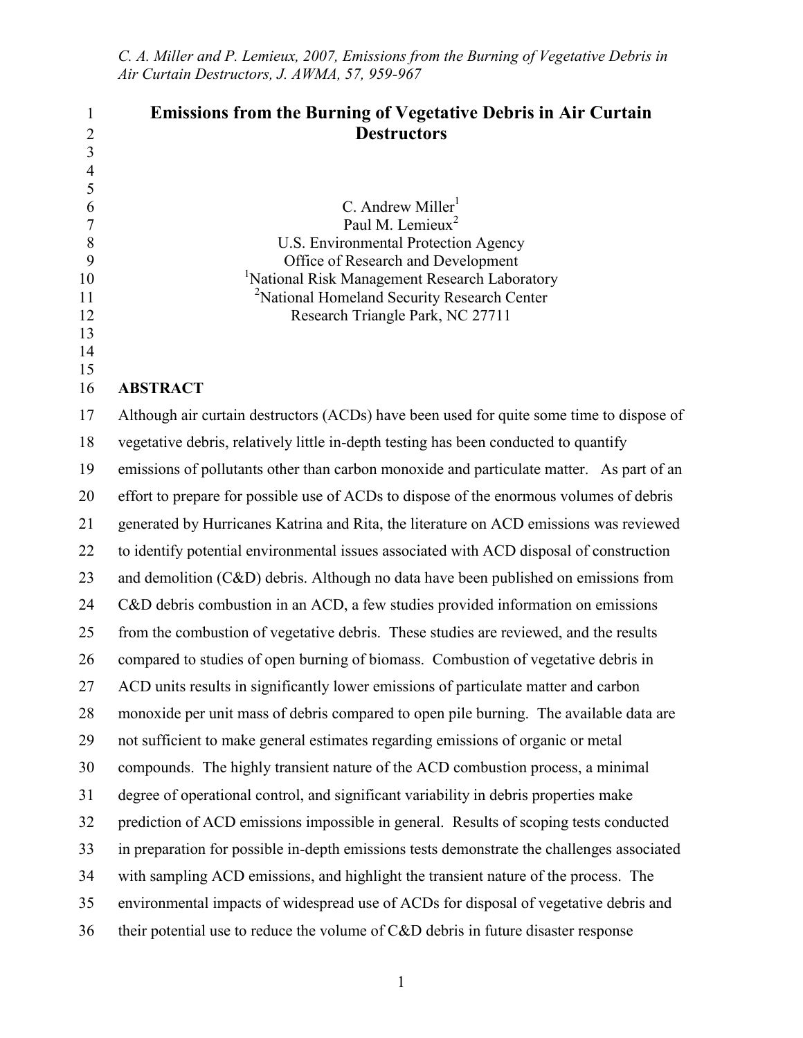# Emissions from the Burning of Vegetative Debris in Air Curtain Destructors

C. Andrew Miller[1]
Paul M. Lemieux[2]
U.S. Environmental Protection Agency
Office of Research and Development
[1]National Risk Management Research Laboratory
[2]National Homeland Security Research Center
Research Triangle Park, NC 27711

## ABSTRACT

Although air curtain destructors (ACDs) have been used for quite some time to dispose of vegetative debris, relatively little in-depth testing has been conducted to quantify emissions of pollutants other than carbon monoxide and particulate matter. As part of an effort to prepare for possible use of ACDs to dispose of the enormous volumes of debris generated by Hurricanes Katrina and Rita, the literature on ACD emissions was reviewed to identify potential environmental issues associated with ACD disposal of construction and demolition (C&D) debris. Although no data have been published on emissions from C&D debris combustion in an ACD, a few studies provided information on emissions from the combustion of vegetative debris. These studies are reviewed, and the results compared to studies of open burning of biomass. Combustion of vegetative debris in ACD units results in significantly lower emissions of particulate matter and carbon monoxide per unit mass of debris compared to open pile burning. The available data are not sufficient to make general estimates regarding emissions of organic or metal compounds. The highly transient nature of the ACD combustion process, a minimal degree of operational control, and significant variability in debris properties make prediction of ACD emissions impossible in general. Results of scoping tests conducted in preparation for possible in-depth emissions tests demonstrate the challenges associated with sampling ACD emissions, and highlight the transient nature of the process. The environmental impacts of widespread use of ACDs for disposal of vegetative debris and their potential use to reduce the volume of C&D debris in future disaster response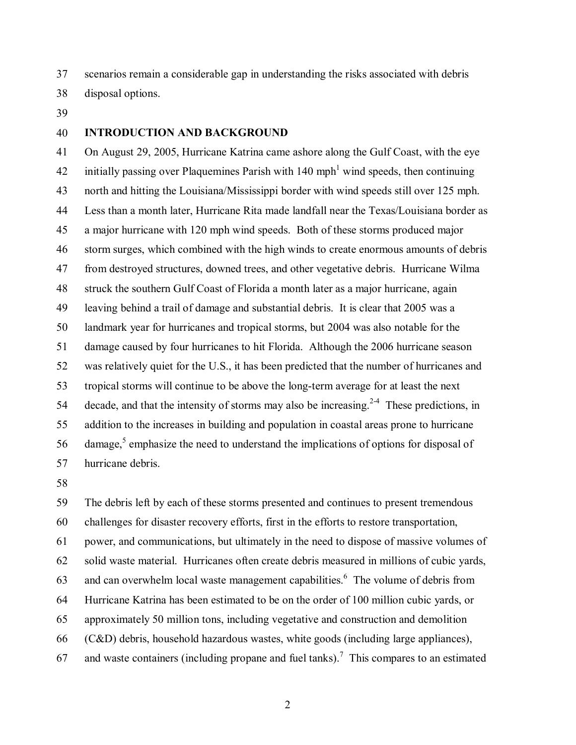scenarios remain a considerable gap in understanding the risks associated with debris disposal options.

## INTRODUCTION AND BACKGROUND

On August 29, 2005, Hurricane Katrina came ashore along the Gulf Coast, with the eye initially passing over Plaquemines Parish with 140 mph[1] wind speeds, then continuing north and hitting the Louisiana/Mississippi border with wind speeds still over 125 mph. Less than a month later, Hurricane Rita made landfall near the Texas/Louisiana border as a major hurricane with 120 mph wind speeds. Both of these storms produced major storm surges, which combined with the high winds to create enormous amounts of debris from destroyed structures, downed trees, and other vegetative debris. Hurricane Wilma struck the southern Gulf Coast of Florida a month later as a major hurricane, again leaving behind a trail of damage and substantial debris. It is clear that 2005 was a landmark year for hurricanes and tropical storms, but 2004 was also notable for the damage caused by four hurricanes to hit Florida. Although the 2006 hurricane season was relatively quiet for the U.S., it has been predicted that the number of hurricanes and tropical storms will continue to be above the long-term average for at least the next decade, and that the intensity of storms may also be increasing.[2-4] These predictions, in addition to the increases in building and population in coastal areas prone to hurricane damage,[5] emphasize the need to understand the implications of options for disposal of hurricane debris.

The debris left by each of these storms presented and continues to present tremendous challenges for disaster recovery efforts, first in the efforts to restore transportation, power, and communications, but ultimately in the need to dispose of massive volumes of solid waste material. Hurricanes often create debris measured in millions of cubic yards, and can overwhelm local waste management capabilities.[6] The volume of debris from Hurricane Katrina has been estimated to be on the order of 100 million cubic yards, or approximately 50 million tons, including vegetative and construction and demolition (C&D) debris, household hazardous wastes, white goods (including large appliances), and waste containers (including propane and fuel tanks).[7] This compares to an estimated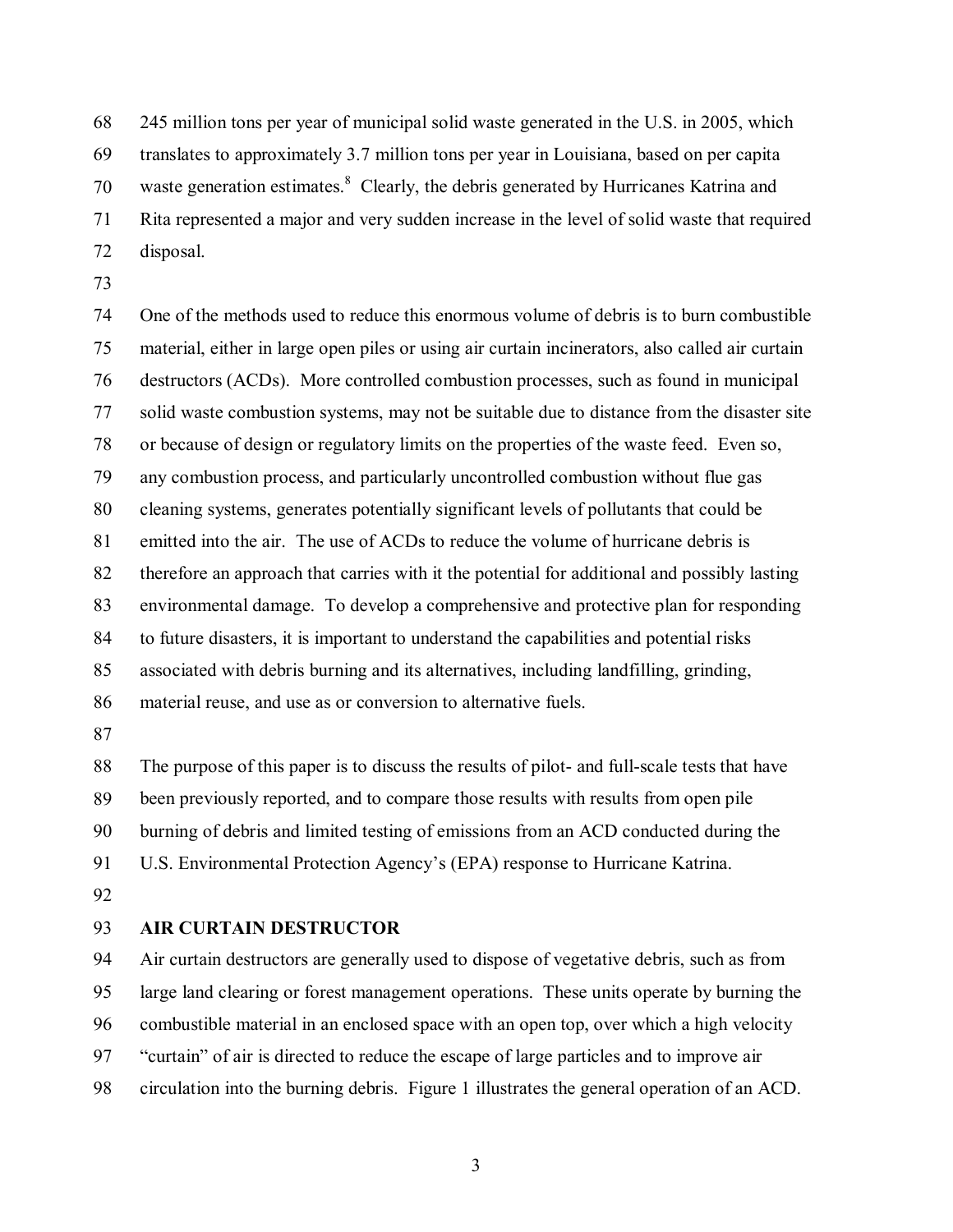245 million tons per year of municipal solid waste generated in the U.S. in 2005, which translates to approximately 3.7 million tons per year in Louisiana, based on per capita waste generation estimates.[8] Clearly, the debris generated by Hurricanes Katrina and Rita represented a major and very sudden increase in the level of solid waste that required disposal.

One of the methods used to reduce this enormous volume of debris is to burn combustible material, either in large open piles or using air curtain incinerators, also called air curtain destructors (ACDs). More controlled combustion processes, such as found in municipal solid waste combustion systems, may not be suitable due to distance from the disaster site or because of design or regulatory limits on the properties of the waste feed. Even so, any combustion process, and particularly uncontrolled combustion without flue gas cleaning systems, generates potentially significant levels of pollutants that could be emitted into the air. The use of ACDs to reduce the volume of hurricane debris is therefore an approach that carries with it the potential for additional and possibly lasting environmental damage. To develop a comprehensive and protective plan for responding to future disasters, it is important to understand the capabilities and potential risks associated with debris burning and its alternatives, including landfilling, grinding, material reuse, and use as or conversion to alternative fuels.

The purpose of this paper is to discuss the results of pilot- and full-scale tests that have been previously reported, and to compare those results with results from open pile burning of debris and limited testing of emissions from an ACD conducted during the U.S. Environmental Protection Agency's (EPA) response to Hurricane Katrina.

## AIR CURTAIN DESTRUCTOR

Air curtain destructors are generally used to dispose of vegetative debris, such as from large land clearing or forest management operations. These units operate by burning the combustible material in an enclosed space with an open top, over which a high velocity "curtain" of air is directed to reduce the escape of large particles and to improve air circulation into the burning debris. Figure 1 illustrates the general operation of an ACD.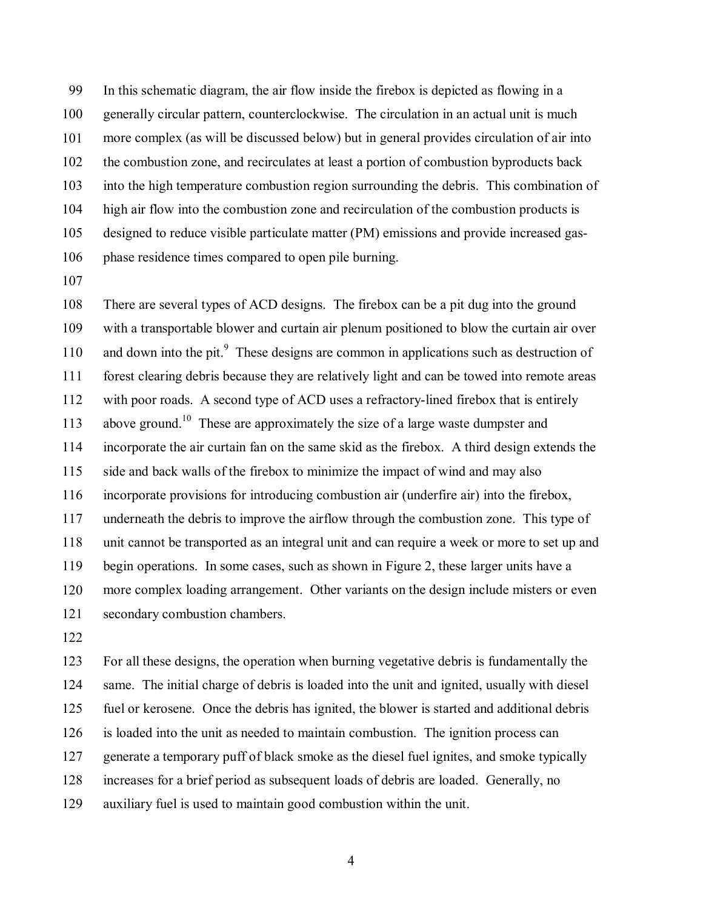In this schematic diagram, the air flow inside the firebox is depicted as flowing in a generally circular pattern, counterclockwise. The circulation in an actual unit is much more complex (as will be discussed below) but in general provides circulation of air into the combustion zone, and recirculates at least a portion of combustion byproducts back into the high temperature combustion region surrounding the debris. This combination of high air flow into the combustion zone and recirculation of the combustion products is designed to reduce visible particulate matter (PM) emissions and provide increased gas-phase residence times compared to open pile burning.

There are several types of ACD designs. The firebox can be a pit dug into the ground with a transportable blower and curtain air plenum positioned to blow the curtain air over and down into the pit.[9] These designs are common in applications such as destruction of forest clearing debris because they are relatively light and can be towed into remote areas with poor roads. A second type of ACD uses a refractory-lined firebox that is entirely above ground.[10] These are approximately the size of a large waste dumpster and incorporate the air curtain fan on the same skid as the firebox. A third design extends the side and back walls of the firebox to minimize the impact of wind and may also incorporate provisions for introducing combustion air (underfire air) into the firebox, underneath the debris to improve the airflow through the combustion zone. This type of unit cannot be transported as an integral unit and can require a week or more to set up and begin operations. In some cases, such as shown in Figure 2, these larger units have a more complex loading arrangement. Other variants on the design include misters or even secondary combustion chambers.

For all these designs, the operation when burning vegetative debris is fundamentally the same. The initial charge of debris is loaded into the unit and ignited, usually with diesel fuel or kerosene. Once the debris has ignited, the blower is started and additional debris is loaded into the unit as needed to maintain combustion. The ignition process can generate a temporary puff of black smoke as the diesel fuel ignites, and smoke typically increases for a brief period as subsequent loads of debris are loaded. Generally, no auxiliary fuel is used to maintain good combustion within the unit.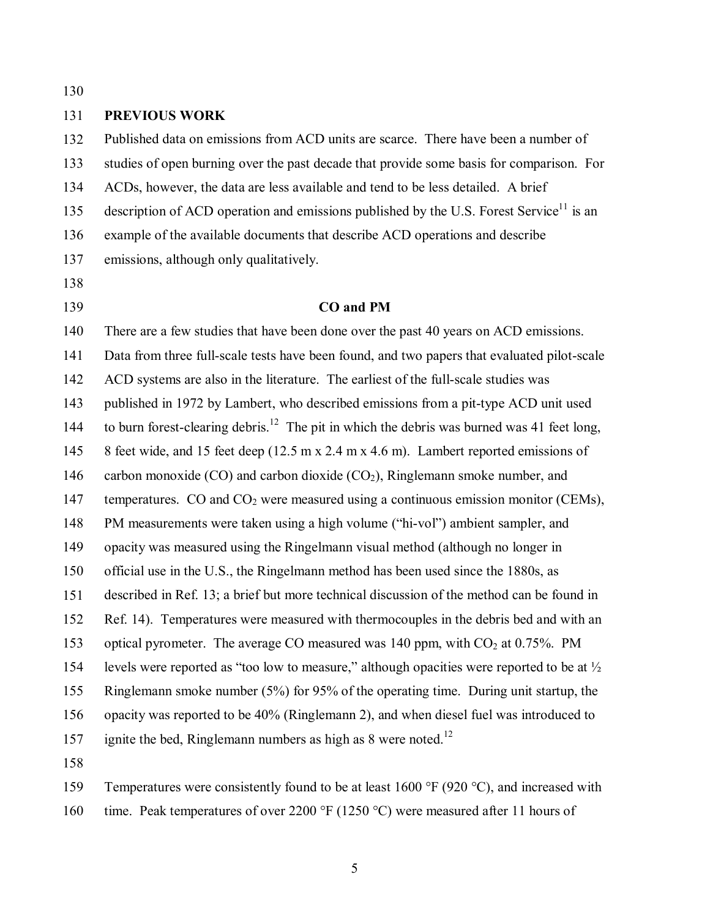## PREVIOUS WORK

Published data on emissions from ACD units are scarce. There have been a number of studies of open burning over the past decade that provide some basis for comparison. For ACDs, however, the data are less available and tend to be less detailed. A brief description of ACD operation and emissions published by the U.S. Forest Service[11] is an example of the available documents that describe ACD operations and describe emissions, although only qualitatively.

### CO and PM

There are a few studies that have been done over the past 40 years on ACD emissions. Data from three full-scale tests have been found, and two papers that evaluated pilot-scale ACD systems are also in the literature. The earliest of the full-scale studies was published in 1972 by Lambert, who described emissions from a pit-type ACD unit used to burn forest-clearing debris.[12] The pit in which the debris was burned was 41 feet long, 8 feet wide, and 15 feet deep (12.5 m x 2.4 m x 4.6 m). Lambert reported emissions of carbon monoxide (CO) and carbon dioxide ($CO_2$), Ringlemann smoke number, and temperatures. CO and $CO_2$ were measured using a continuous emission monitor (CEMs), PM measurements were taken using a high volume ("hi-vol") ambient sampler, and opacity was measured using the Ringelmann visual method (although no longer in official use in the U.S., the Ringelmann method has been used since the 1880s, as described in Ref. 13; a brief but more technical discussion of the method can be found in Ref. 14). Temperatures were measured with thermocouples in the debris bed and with an optical pyrometer. The average CO measured was 140 ppm, with $CO_2$ at 0.75%. PM levels were reported as "too low to measure," although opacities were reported to be at ½ Ringlemann smoke number (5%) for 95% of the operating time. During unit startup, the opacity was reported to be 40% (Ringlemann 2), and when diesel fuel was introduced to ignite the bed, Ringlemann numbers as high as 8 were noted.[12]

Temperatures were consistently found to be at least 1600 °F (920 °C), and increased with time. Peak temperatures of over 2200 °F (1250 °C) were measured after 11 hours of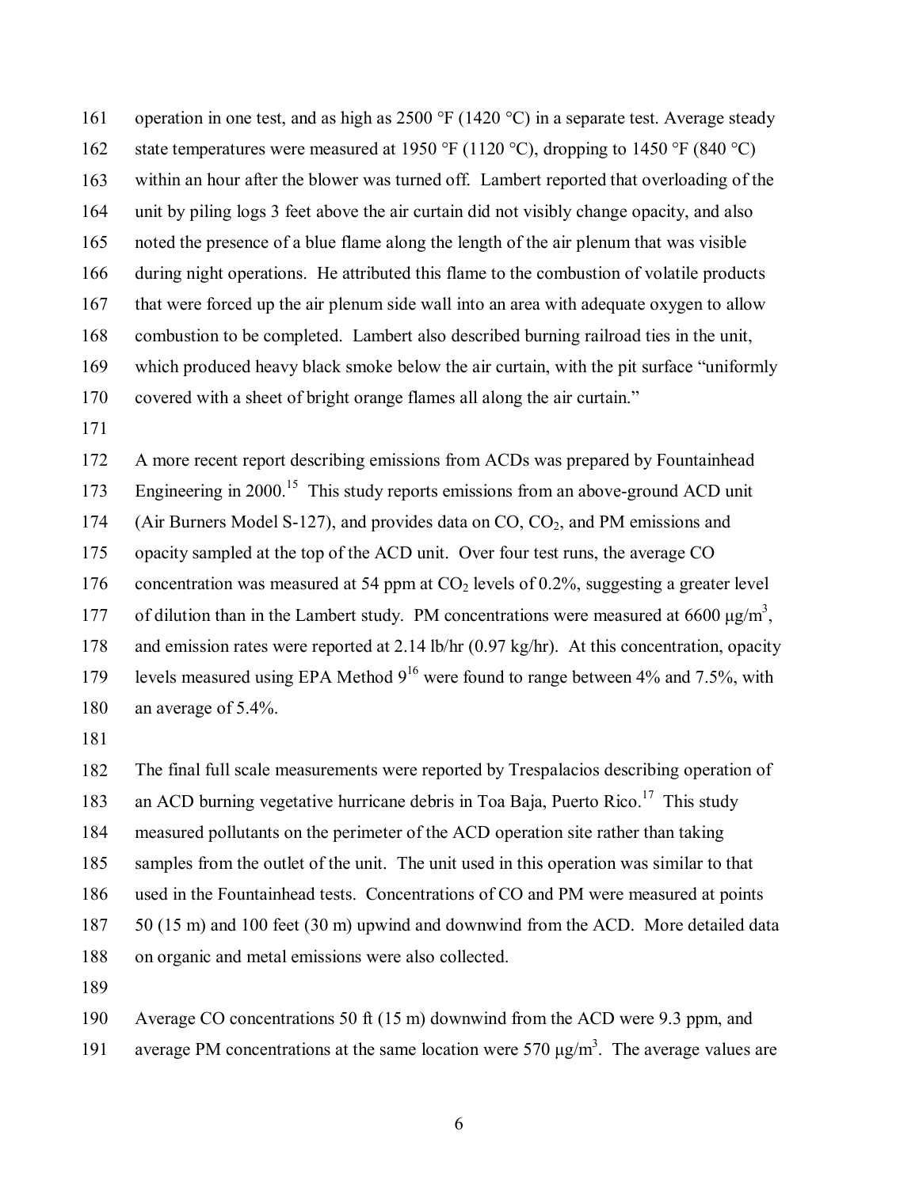operation in one test, and as high as 2500 °F (1420 °C) in a separate test. Average steady state temperatures were measured at 1950 °F (1120 °C), dropping to 1450 °F (840 °C) within an hour after the blower was turned off. Lambert reported that overloading of the unit by piling logs 3 feet above the air curtain did not visibly change opacity, and also noted the presence of a blue flame along the length of the air plenum that was visible during night operations. He attributed this flame to the combustion of volatile products that were forced up the air plenum side wall into an area with adequate oxygen to allow combustion to be completed. Lambert also described burning railroad ties in the unit, which produced heavy black smoke below the air curtain, with the pit surface "uniformly covered with a sheet of bright orange flames all along the air curtain."

A more recent report describing emissions from ACDs was prepared by Fountainhead Engineering in 2000.[15] This study reports emissions from an above-ground ACD unit (Air Burners Model S-127), and provides data on CO, $CO_2$, and PM emissions and opacity sampled at the top of the ACD unit. Over four test runs, the average CO concentration was measured at 54 ppm at $CO_2$ levels of 0.2%, suggesting a greater level of dilution than in the Lambert study. PM concentrations were measured at 6600 $\mu g/m^3$, and emission rates were reported at 2.14 lb/hr (0.97 kg/hr). At this concentration, opacity levels measured using EPA Method 9[16] were found to range between 4% and 7.5%, with an average of 5.4%.

The final full scale measurements were reported by Trespalacios describing operation of an ACD burning vegetative hurricane debris in Toa Baja, Puerto Rico.[17] This study measured pollutants on the perimeter of the ACD operation site rather than taking samples from the outlet of the unit. The unit used in this operation was similar to that used in the Fountainhead tests. Concentrations of CO and PM were measured at points 50 (15 m) and 100 feet (30 m) upwind and downwind from the ACD. More detailed data on organic and metal emissions were also collected.

Average CO concentrations 50 ft (15 m) downwind from the ACD were 9.3 ppm, and average PM concentrations at the same location were 570 $\mu g/m^3$. The average values are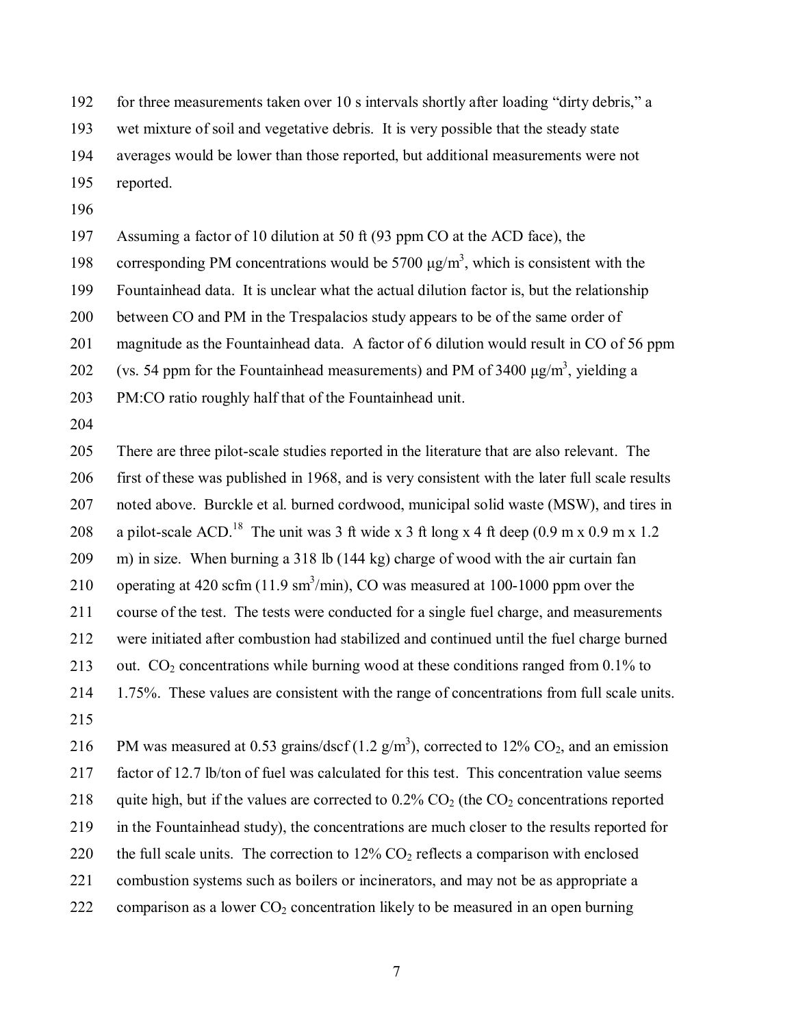for three measurements taken over 10 s intervals shortly after loading "dirty debris," a wet mixture of soil and vegetative debris. It is very possible that the steady state averages would be lower than those reported, but additional measurements were not reported.

Assuming a factor of 10 dilution at 50 ft (93 ppm CO at the ACD face), the corresponding PM concentrations would be 5700 μg/m$^3$, which is consistent with the Fountainhead data. It is unclear what the actual dilution factor is, but the relationship between CO and PM in the Trespalacios study appears to be of the same order of magnitude as the Fountainhead data. A factor of 6 dilution would result in CO of 56 ppm (vs. 54 ppm for the Fountainhead measurements) and PM of 3400 μg/m$^3$, yielding a PM:CO ratio roughly half that of the Fountainhead unit.

There are three pilot-scale studies reported in the literature that are also relevant. The first of these was published in 1968, and is very consistent with the later full scale results noted above. Burckle et al. burned cordwood, municipal solid waste (MSW), and tires in a pilot-scale ACD.[18] The unit was 3 ft wide x 3 ft long x 4 ft deep (0.9 m x 0.9 m x 1.2 m) in size. When burning a 318 lb (144 kg) charge of wood with the air curtain fan operating at 420 scfm (11.9 sm$^3$/min), CO was measured at 100-1000 ppm over the course of the test. The tests were conducted for a single fuel charge, and measurements were initiated after combustion had stabilized and continued until the fuel charge burned out. $CO_2$ concentrations while burning wood at these conditions ranged from 0.1% to 1.75%. These values are consistent with the range of concentrations from full scale units.

PM was measured at 0.53 grains/dscf (1.2 g/m$^3$), corrected to 12% $CO_2$, and an emission factor of 12.7 lb/ton of fuel was calculated for this test. This concentration value seems quite high, but if the values are corrected to 0.2% $CO_2$ (the $CO_2$ concentrations reported in the Fountainhead study), the concentrations are much closer to the results reported for the full scale units. The correction to 12% $CO_2$ reflects a comparison with enclosed combustion systems such as boilers or incinerators, and may not be as appropriate a comparison as a lower $CO_2$ concentration likely to be measured in an open burning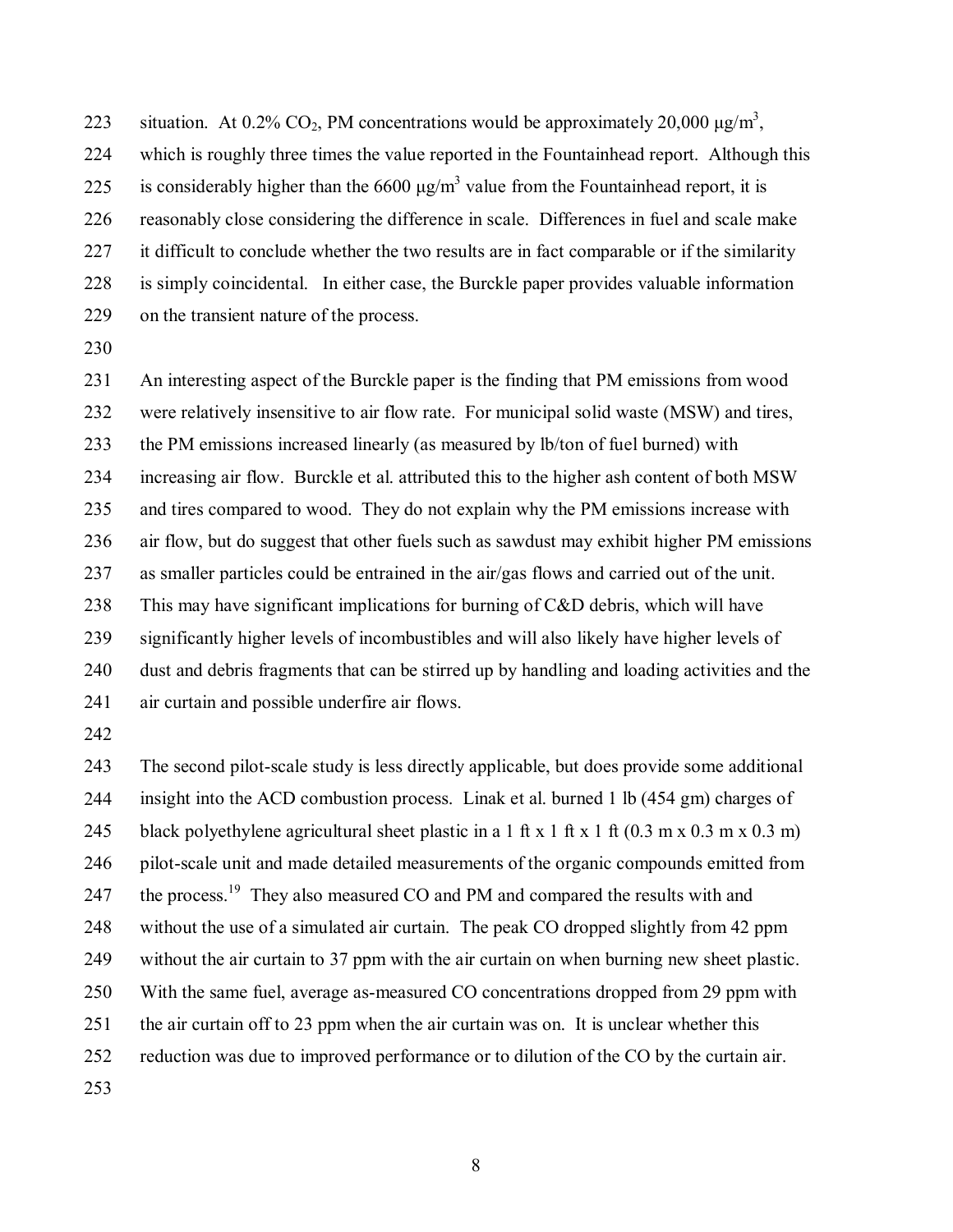situation. At 0.2% $CO_2$, PM concentrations would be approximately 20,000 $\mu g/m^3$, which is roughly three times the value reported in the Fountainhead report. Although this is considerably higher than the 6600 $\mu g/m^3$ value from the Fountainhead report, it is reasonably close considering the difference in scale. Differences in fuel and scale make it difficult to conclude whether the two results are in fact comparable or if the similarity is simply coincidental. In either case, the Burckle paper provides valuable information on the transient nature of the process.

An interesting aspect of the Burckle paper is the finding that PM emissions from wood were relatively insensitive to air flow rate. For municipal solid waste (MSW) and tires, the PM emissions increased linearly (as measured by lb/ton of fuel burned) with increasing air flow. Burckle et al. attributed this to the higher ash content of both MSW and tires compared to wood. They do not explain why the PM emissions increase with air flow, but do suggest that other fuels such as sawdust may exhibit higher PM emissions as smaller particles could be entrained in the air/gas flows and carried out of the unit. This may have significant implications for burning of C&D debris, which will have significantly higher levels of incombustibles and will also likely have higher levels of dust and debris fragments that can be stirred up by handling and loading activities and the air curtain and possible underfire air flows.

The second pilot-scale study is less directly applicable, but does provide some additional insight into the ACD combustion process. Linak et al. burned 1 lb (454 gm) charges of black polyethylene agricultural sheet plastic in a 1 ft x 1 ft x 1 ft (0.3 m x 0.3 m x 0.3 m) pilot-scale unit and made detailed measurements of the organic compounds emitted from the process.[19] They also measured CO and PM and compared the results with and without the use of a simulated air curtain. The peak CO dropped slightly from 42 ppm without the air curtain to 37 ppm with the air curtain on when burning new sheet plastic. With the same fuel, average as-measured CO concentrations dropped from 29 ppm with the air curtain off to 23 ppm when the air curtain was on. It is unclear whether this reduction was due to improved performance or to dilution of the CO by the curtain air.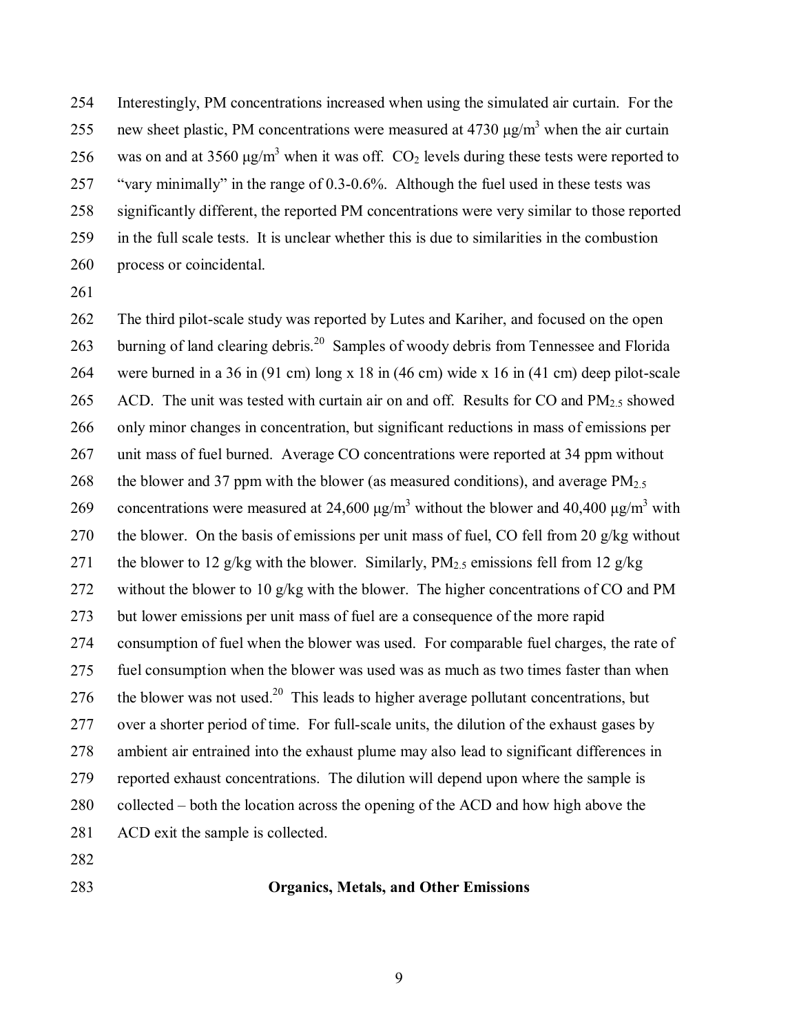Interestingly, PM concentrations increased when using the simulated air curtain. For the new sheet plastic, PM concentrations were measured at 4730 μg/m$^3$ when the air curtain was on and at 3560 μg/m$^3$ when it was off. $CO_2$ levels during these tests were reported to "vary minimally" in the range of 0.3-0.6%. Although the fuel used in these tests was significantly different, the reported PM concentrations were very similar to those reported in the full scale tests. It is unclear whether this is due to similarities in the combustion process or coincidental.

The third pilot-scale study was reported by Lutes and Kariher, and focused on the open burning of land clearing debris.[20] Samples of woody debris from Tennessee and Florida were burned in a 36 in (91 cm) long x 18 in (46 cm) wide x 16 in (41 cm) deep pilot-scale ACD. The unit was tested with curtain air on and off. Results for CO and $PM_{2.5}$ showed only minor changes in concentration, but significant reductions in mass of emissions per unit mass of fuel burned. Average CO concentrations were reported at 34 ppm without the blower and 37 ppm with the blower (as measured conditions), and average $PM_{2.5}$ concentrations were measured at 24,600 μg/m$^3$ without the blower and 40,400 μg/m$^3$ with the blower. On the basis of emissions per unit mass of fuel, CO fell from 20 g/kg without the blower to 12 g/kg with the blower. Similarly, $PM_{2.5}$ emissions fell from 12 g/kg without the blower to 10 g/kg with the blower. The higher concentrations of CO and PM but lower emissions per unit mass of fuel are a consequence of the more rapid consumption of fuel when the blower was used. For comparable fuel charges, the rate of fuel consumption when the blower was used was as much as two times faster than when the blower was not used.[20] This leads to higher average pollutant concentrations, but over a shorter period of time. For full-scale units, the dilution of the exhaust gases by ambient air entrained into the exhaust plume may also lead to significant differences in reported exhaust concentrations. The dilution will depend upon where the sample is collected – both the location across the opening of the ACD and how high above the ACD exit the sample is collected.

## Organics, Metals, and Other Emissions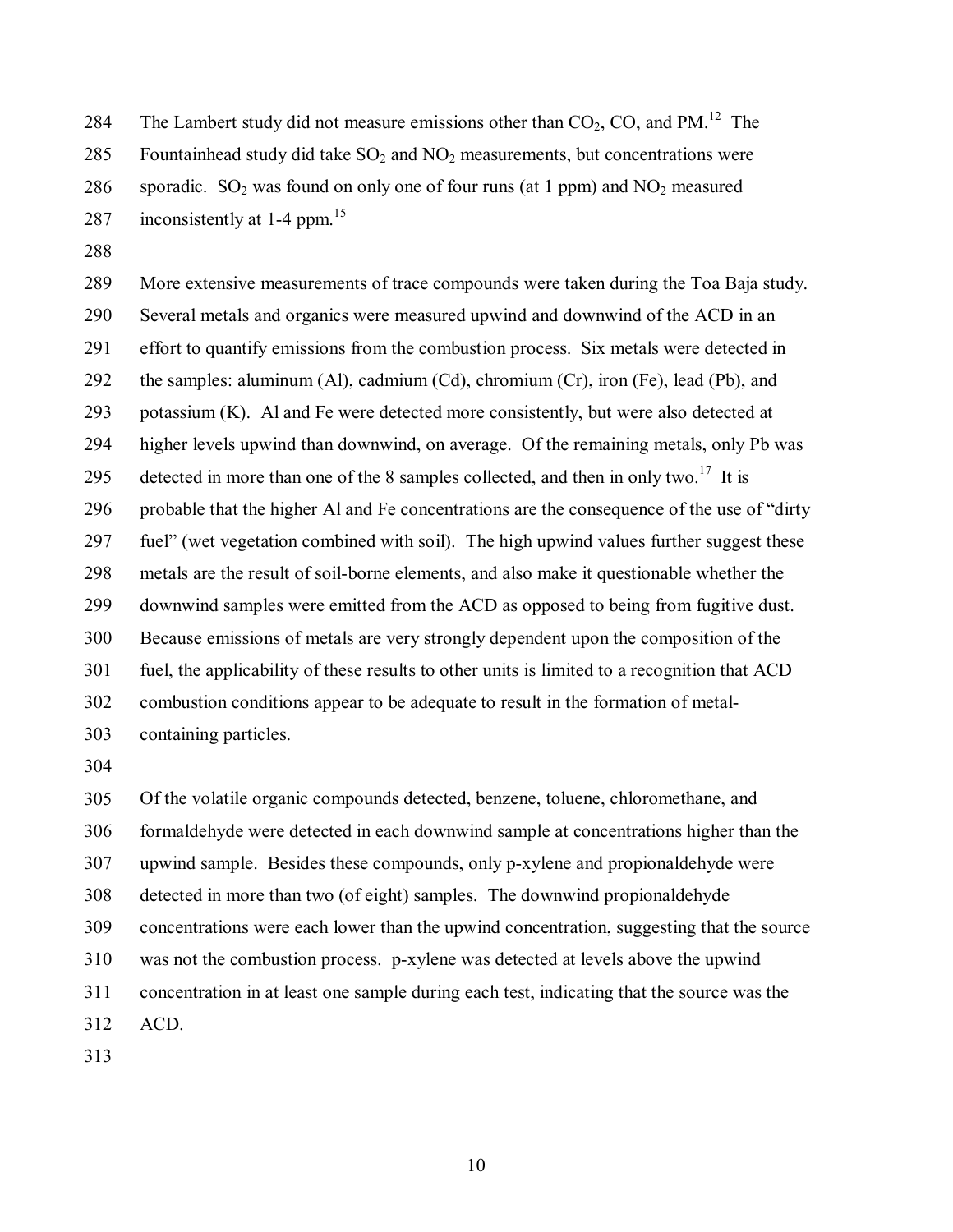The Lambert study did not measure emissions other than $CO_2$, CO, and PM.[12] The Fountainhead study did take $SO_2$ and $NO_2$ measurements, but concentrations were sporadic. $SO_2$ was found on only one of four runs (at 1 ppm) and $NO_2$ measured inconsistently at 1-4 ppm.[15]

More extensive measurements of trace compounds were taken during the Toa Baja study. Several metals and organics were measured upwind and downwind of the ACD in an effort to quantify emissions from the combustion process. Six metals were detected in the samples: aluminum (Al), cadmium (Cd), chromium (Cr), iron (Fe), lead (Pb), and potassium (K). Al and Fe were detected more consistently, but were also detected at higher levels upwind than downwind, on average. Of the remaining metals, only Pb was detected in more than one of the 8 samples collected, and then in only two.[17] It is probable that the higher Al and Fe concentrations are the consequence of the use of "dirty fuel" (wet vegetation combined with soil). The high upwind values further suggest these metals are the result of soil-borne elements, and also make it questionable whether the downwind samples were emitted from the ACD as opposed to being from fugitive dust. Because emissions of metals are very strongly dependent upon the composition of the fuel, the applicability of these results to other units is limited to a recognition that ACD combustion conditions appear to be adequate to result in the formation of metal-containing particles.

Of the volatile organic compounds detected, benzene, toluene, chloromethane, and formaldehyde were detected in each downwind sample at concentrations higher than the upwind sample. Besides these compounds, only p-xylene and propionaldehyde were detected in more than two (of eight) samples. The downwind propionaldehyde concentrations were each lower than the upwind concentration, suggesting that the source was not the combustion process. p-xylene was detected at levels above the upwind concentration in at least one sample during each test, indicating that the source was the ACD.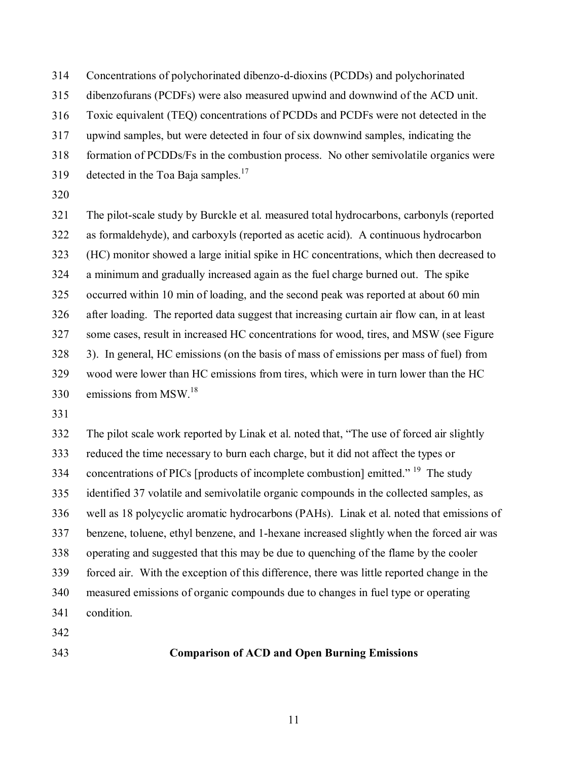Concentrations of polychorinated dibenzo-d-dioxins (PCDDs) and polychorinated dibenzofurans (PCDFs) were also measured upwind and downwind of the ACD unit. Toxic equivalent (TEQ) concentrations of PCDDs and PCDFs were not detected in the upwind samples, but were detected in four of six downwind samples, indicating the formation of PCDDs/Fs in the combustion process. No other semivolatile organics were detected in the Toa Baja samples.[17]

The pilot-scale study by Burckle et al. measured total hydrocarbons, carbonyls (reported as formaldehyde), and carboxyls (reported as acetic acid). A continuous hydrocarbon (HC) monitor showed a large initial spike in HC concentrations, which then decreased to a minimum and gradually increased again as the fuel charge burned out. The spike occurred within 10 min of loading, and the second peak was reported at about 60 min after loading. The reported data suggest that increasing curtain air flow can, in at least some cases, result in increased HC concentrations for wood, tires, and MSW (see Figure 3). In general, HC emissions (on the basis of mass of emissions per mass of fuel) from wood were lower than HC emissions from tires, which were in turn lower than the HC emissions from MSW.[18]

The pilot scale work reported by Linak et al. noted that, "The use of forced air slightly reduced the time necessary to burn each charge, but it did not affect the types or concentrations of PICs [products of incomplete combustion] emitted."[19] The study identified 37 volatile and semivolatile organic compounds in the collected samples, as well as 18 polycyclic aromatic hydrocarbons (PAHs). Linak et al. noted that emissions of benzene, toluene, ethyl benzene, and 1-hexane increased slightly when the forced air was operating and suggested that this may be due to quenching of the flame by the cooler forced air. With the exception of this difference, there was little reported change in the measured emissions of organic compounds due to changes in fuel type or operating condition.

## Comparison of ACD and Open Burning Emissions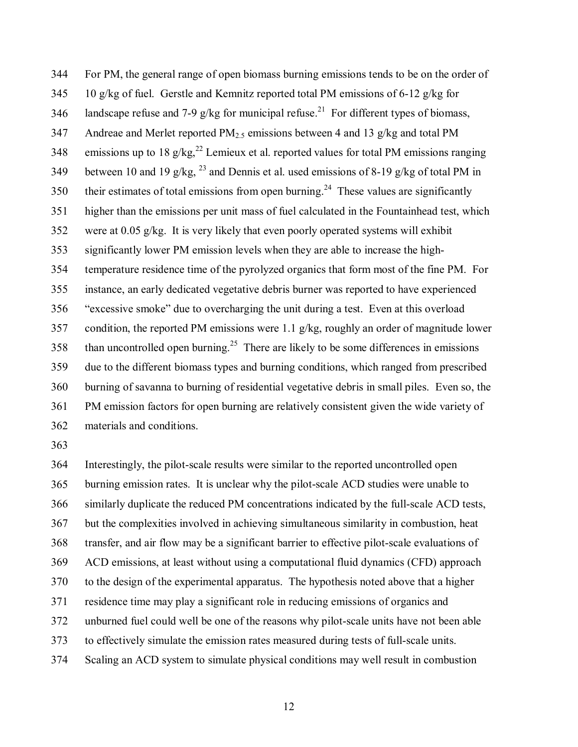For PM, the general range of open biomass burning emissions tends to be on the order of 10 g/kg of fuel. Gerstle and Kemnitz reported total PM emissions of 6-12 g/kg for landscape refuse and 7-9 g/kg for municipal refuse.[21] For different types of biomass, Andreae and Merlet reported $PM_{2.5}$ emissions between 4 and 13 g/kg and total PM emissions up to 18 g/kg,[22] Lemieux et al. reported values for total PM emissions ranging between 10 and 19 g/kg, [23] and Dennis et al. used emissions of 8-19 g/kg of total PM in their estimates of total emissions from open burning.[24] These values are significantly higher than the emissions per unit mass of fuel calculated in the Fountainhead test, which were at 0.05 g/kg. It is very likely that even poorly operated systems will exhibit significantly lower PM emission levels when they are able to increase the high-temperature residence time of the pyrolyzed organics that form most of the fine PM. For instance, an early dedicated vegetative debris burner was reported to have experienced "excessive smoke" due to overcharging the unit during a test. Even at this overload condition, the reported PM emissions were 1.1 g/kg, roughly an order of magnitude lower than uncontrolled open burning.[25] There are likely to be some differences in emissions due to the different biomass types and burning conditions, which ranged from prescribed burning of savanna to burning of residential vegetative debris in small piles. Even so, the PM emission factors for open burning are relatively consistent given the wide variety of materials and conditions.

Interestingly, the pilot-scale results were similar to the reported uncontrolled open burning emission rates. It is unclear why the pilot-scale ACD studies were unable to similarly duplicate the reduced PM concentrations indicated by the full-scale ACD tests, but the complexities involved in achieving simultaneous similarity in combustion, heat transfer, and air flow may be a significant barrier to effective pilot-scale evaluations of ACD emissions, at least without using a computational fluid dynamics (CFD) approach to the design of the experimental apparatus. The hypothesis noted above that a higher residence time may play a significant role in reducing emissions of organics and unburned fuel could well be one of the reasons why pilot-scale units have not been able to effectively simulate the emission rates measured during tests of full-scale units. Scaling an ACD system to simulate physical conditions may well result in combustion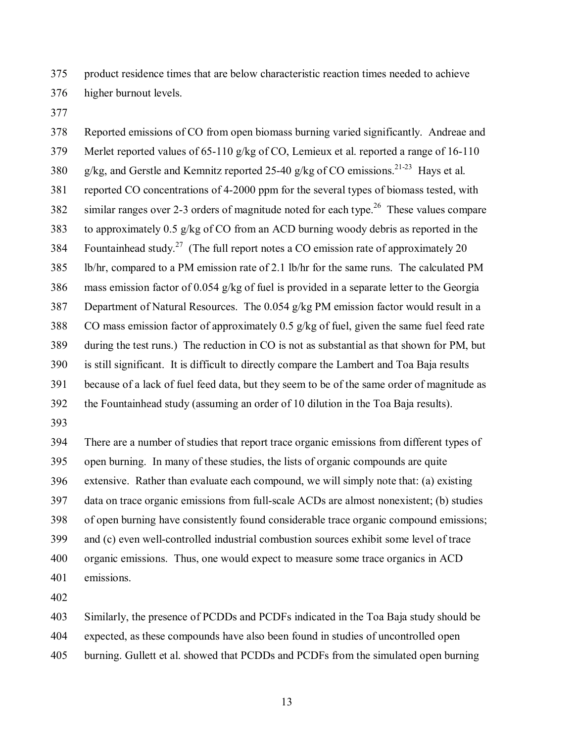product residence times that are below characteristic reaction times needed to achieve higher burnout levels.

Reported emissions of CO from open biomass burning varied significantly. Andreae and Merlet reported values of 65-110 g/kg of CO, Lemieux et al. reported a range of 16-110 g/kg, and Gerstle and Kemnitz reported 25-40 g/kg of CO emissions.[21-23] Hays et al. reported CO concentrations of 4-2000 ppm for the several types of biomass tested, with similar ranges over 2-3 orders of magnitude noted for each type.[26] These values compare to approximately 0.5 g/kg of CO from an ACD burning woody debris as reported in the Fountainhead study.[27] (The full report notes a CO emission rate of approximately 20 lb/hr, compared to a PM emission rate of 2.1 lb/hr for the same runs. The calculated PM mass emission factor of 0.054 g/kg of fuel is provided in a separate letter to the Georgia Department of Natural Resources. The 0.054 g/kg PM emission factor would result in a CO mass emission factor of approximately 0.5 g/kg of fuel, given the same fuel feed rate during the test runs.) The reduction in CO is not as substantial as that shown for PM, but is still significant. It is difficult to directly compare the Lambert and Toa Baja results because of a lack of fuel feed data, but they seem to be of the same order of magnitude as the Fountainhead study (assuming an order of 10 dilution in the Toa Baja results).

There are a number of studies that report trace organic emissions from different types of open burning. In many of these studies, the lists of organic compounds are quite extensive. Rather than evaluate each compound, we will simply note that: (a) existing data on trace organic emissions from full-scale ACDs are almost nonexistent; (b) studies of open burning have consistently found considerable trace organic compound emissions; and (c) even well-controlled industrial combustion sources exhibit some level of trace organic emissions. Thus, one would expect to measure some trace organics in ACD emissions.

Similarly, the presence of PCDDs and PCDFs indicated in the Toa Baja study should be expected, as these compounds have also been found in studies of uncontrolled open burning. Gullett et al. showed that PCDDs and PCDFs from the simulated open burning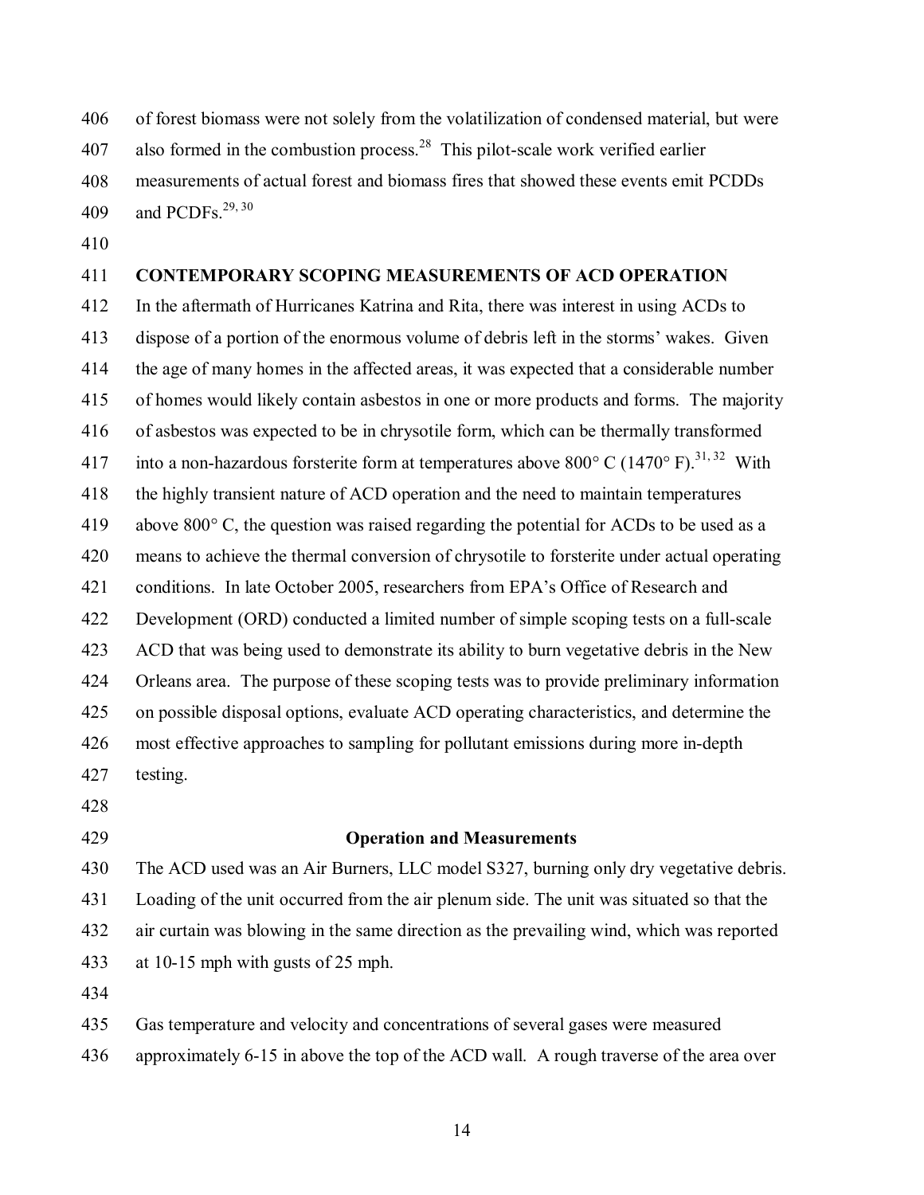of forest biomass were not solely from the volatilization of condensed material, but were also formed in the combustion process.[28] This pilot-scale work verified earlier measurements of actual forest and biomass fires that showed these events emit PCDDs and PCDFs.[29, 30]

## CONTEMPORARY SCOPING MEASUREMENTS OF ACD OPERATION

In the aftermath of Hurricanes Katrina and Rita, there was interest in using ACDs to dispose of a portion of the enormous volume of debris left in the storms' wakes. Given the age of many homes in the affected areas, it was expected that a considerable number of homes would likely contain asbestos in one or more products and forms. The majority of asbestos was expected to be in chrysotile form, which can be thermally transformed into a non-hazardous forsterite form at temperatures above 800° C (1470° F).[31, 32] With the highly transient nature of ACD operation and the need to maintain temperatures above 800° C, the question was raised regarding the potential for ACDs to be used as a means to achieve the thermal conversion of chrysotile to forsterite under actual operating conditions. In late October 2005, researchers from EPA's Office of Research and Development (ORD) conducted a limited number of simple scoping tests on a full-scale ACD that was being used to demonstrate its ability to burn vegetative debris in the New Orleans area. The purpose of these scoping tests was to provide preliminary information on possible disposal options, evaluate ACD operating characteristics, and determine the most effective approaches to sampling for pollutant emissions during more in-depth testing.

### Operation and Measurements

The ACD used was an Air Burners, LLC model S327, burning only dry vegetative debris. Loading of the unit occurred from the air plenum side. The unit was situated so that the air curtain was blowing in the same direction as the prevailing wind, which was reported at 10-15 mph with gusts of 25 mph.

Gas temperature and velocity and concentrations of several gases were measured approximately 6-15 in above the top of the ACD wall. A rough traverse of the area over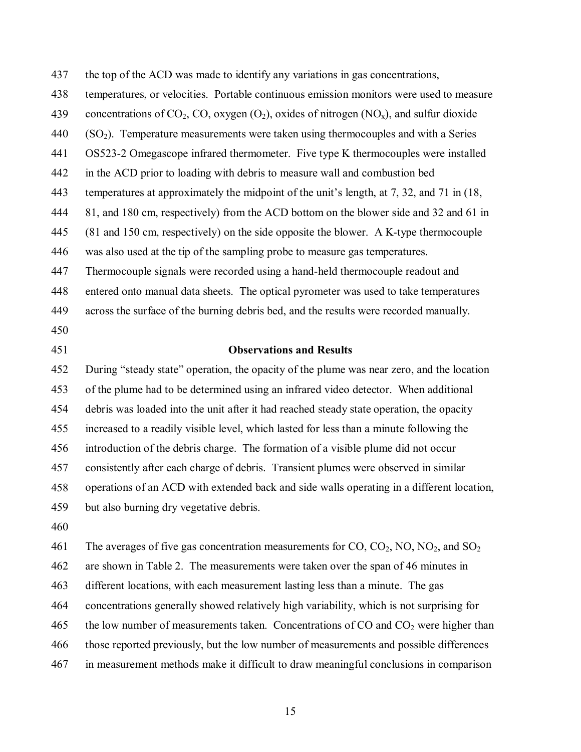the top of the ACD was made to identify any variations in gas concentrations, temperatures, or velocities. Portable continuous emission monitors were used to measure concentrations of $CO_2$, CO, oxygen ($O_2$), oxides of nitrogen ($NO_x$), and sulfur dioxide ($SO_2$). Temperature measurements were taken using thermocouples and with a Series OS523-2 Omegascope infrared thermometer. Five type K thermocouples were installed in the ACD prior to loading with debris to measure wall and combustion bed temperatures at approximately the midpoint of the unit's length, at 7, 32, and 71 in (18, 81, and 180 cm, respectively) from the ACD bottom on the blower side and 32 and 61 in (81 and 150 cm, respectively) on the side opposite the blower. A K-type thermocouple was also used at the tip of the sampling probe to measure gas temperatures. Thermocouple signals were recorded using a hand-held thermocouple readout and entered onto manual data sheets. The optical pyrometer was used to take temperatures across the surface of the burning debris bed, and the results were recorded manually.

## Observations and Results

During "steady state" operation, the opacity of the plume was near zero, and the location of the plume had to be determined using an infrared video detector. When additional debris was loaded into the unit after it had reached steady state operation, the opacity increased to a readily visible level, which lasted for less than a minute following the introduction of the debris charge. The formation of a visible plume did not occur consistently after each charge of debris. Transient plumes were observed in similar operations of an ACD with extended back and side walls operating in a different location, but also burning dry vegetative debris.

The averages of five gas concentration measurements for CO, $CO_2$, NO, $NO_2$, and $SO_2$ are shown in Table 2. The measurements were taken over the span of 46 minutes in different locations, with each measurement lasting less than a minute. The gas concentrations generally showed relatively high variability, which is not surprising for the low number of measurements taken. Concentrations of CO and $CO_2$ were higher than those reported previously, but the low number of measurements and possible differences in measurement methods make it difficult to draw meaningful conclusions in comparison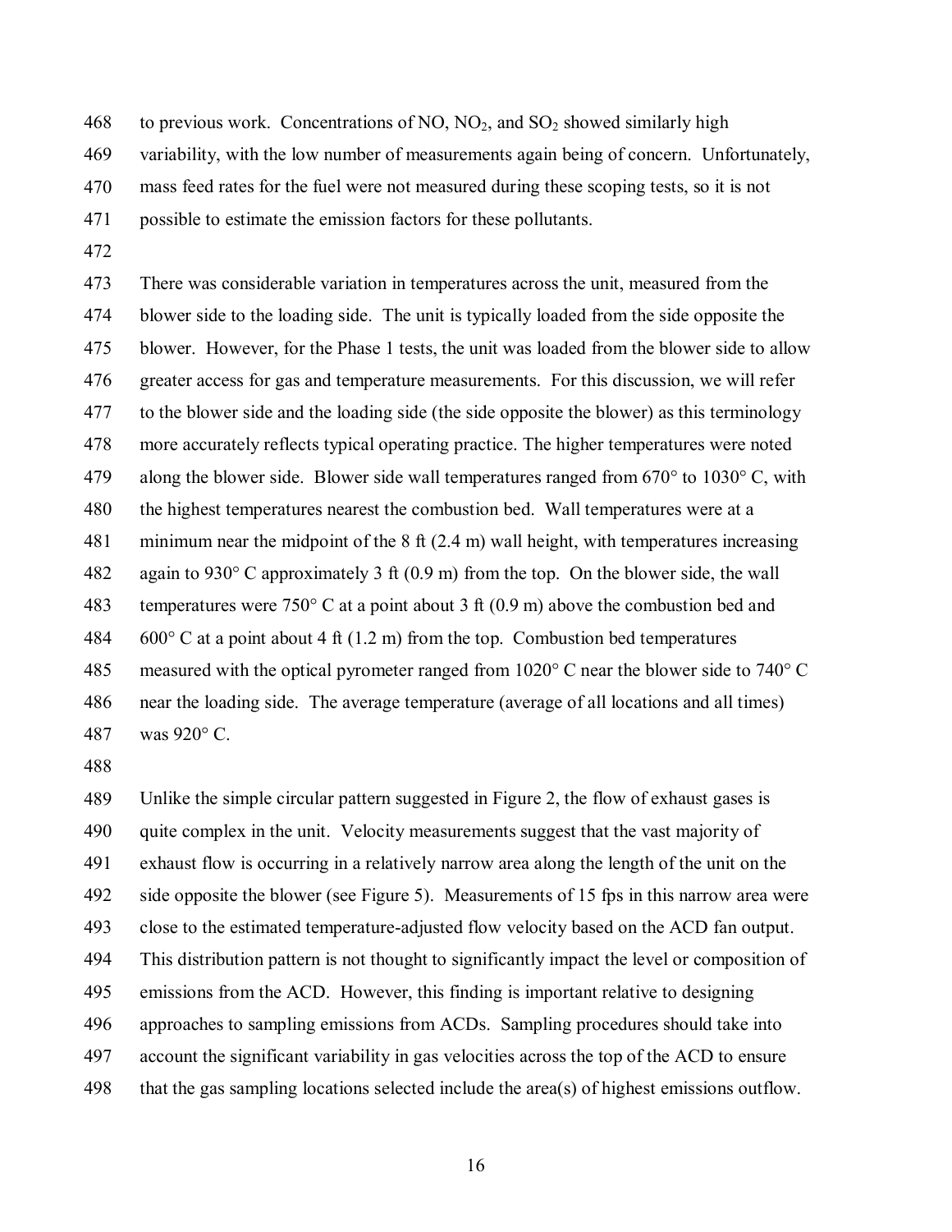to previous work. Concentrations of NO, $NO_2$, and $SO_2$ showed similarly high variability, with the low number of measurements again being of concern. Unfortunately, mass feed rates for the fuel were not measured during these scoping tests, so it is not possible to estimate the emission factors for these pollutants.

There was considerable variation in temperatures across the unit, measured from the blower side to the loading side. The unit is typically loaded from the side opposite the blower. However, for the Phase 1 tests, the unit was loaded from the blower side to allow greater access for gas and temperature measurements. For this discussion, we will refer to the blower side and the loading side (the side opposite the blower) as this terminology more accurately reflects typical operating practice. The higher temperatures were noted along the blower side. Blower side wall temperatures ranged from 670° to 1030° C, with the highest temperatures nearest the combustion bed. Wall temperatures were at a minimum near the midpoint of the 8 ft (2.4 m) wall height, with temperatures increasing again to 930° C approximately 3 ft (0.9 m) from the top. On the blower side, the wall temperatures were 750° C at a point about 3 ft (0.9 m) above the combustion bed and 600° C at a point about 4 ft (1.2 m) from the top. Combustion bed temperatures measured with the optical pyrometer ranged from 1020° C near the blower side to 740° C near the loading side. The average temperature (average of all locations and all times) was 920° C.

Unlike the simple circular pattern suggested in Figure 2, the flow of exhaust gases is quite complex in the unit. Velocity measurements suggest that the vast majority of exhaust flow is occurring in a relatively narrow area along the length of the unit on the side opposite the blower (see Figure 5). Measurements of 15 fps in this narrow area were close to the estimated temperature-adjusted flow velocity based on the ACD fan output. This distribution pattern is not thought to significantly impact the level or composition of emissions from the ACD. However, this finding is important relative to designing approaches to sampling emissions from ACDs. Sampling procedures should take into account the significant variability in gas velocities across the top of the ACD to ensure that the gas sampling locations selected include the area(s) of highest emissions outflow.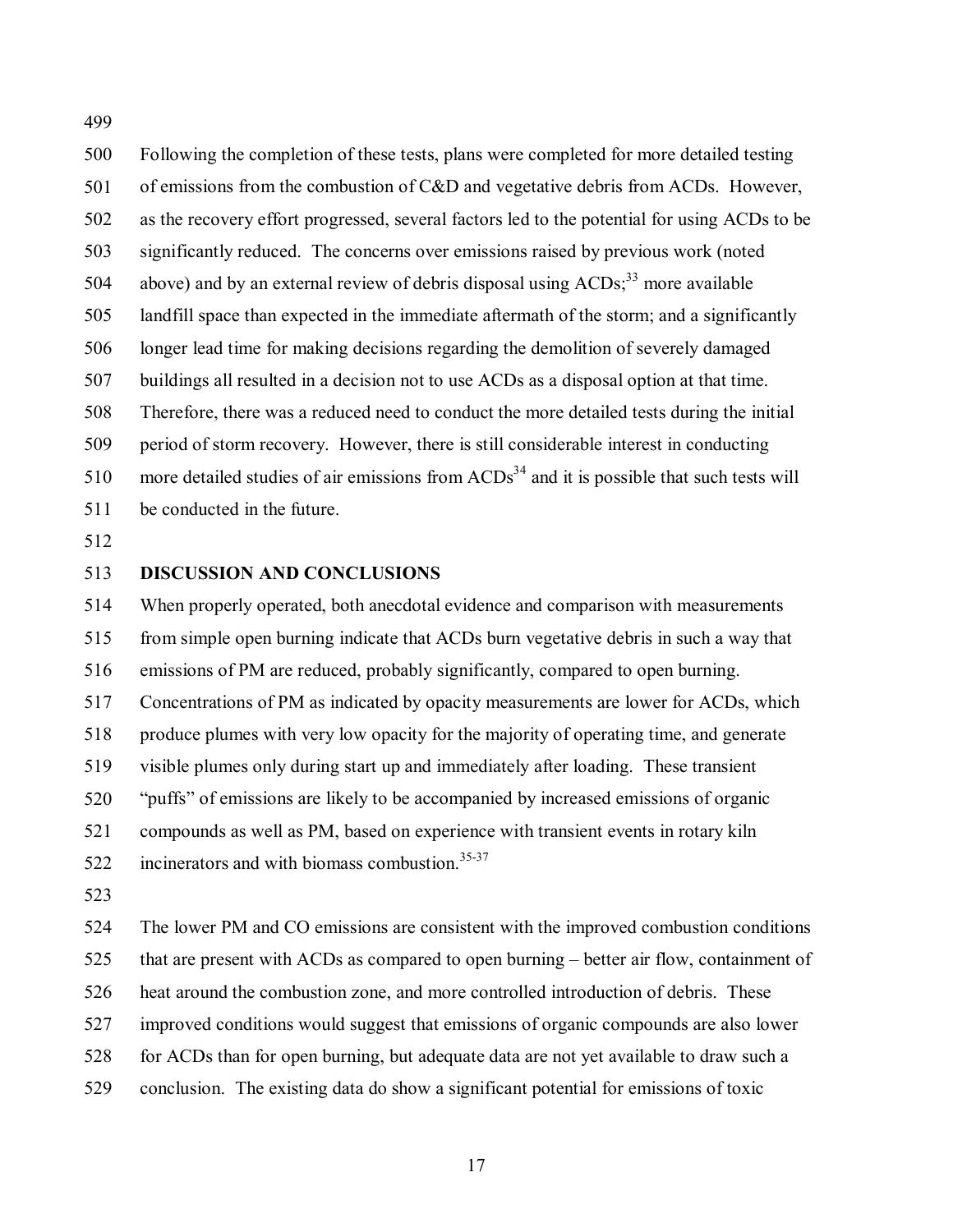Following the completion of these tests, plans were completed for more detailed testing of emissions from the combustion of C&D and vegetative debris from ACDs. However, as the recovery effort progressed, several factors led to the potential for using ACDs to be significantly reduced. The concerns over emissions raised by previous work (noted above) and by an external review of debris disposal using ACDs;[33] more available landfill space than expected in the immediate aftermath of the storm; and a significantly longer lead time for making decisions regarding the demolition of severely damaged buildings all resulted in a decision not to use ACDs as a disposal option at that time. Therefore, there was a reduced need to conduct the more detailed tests during the initial period of storm recovery. However, there is still considerable interest in conducting more detailed studies of air emissions from ACDs[34] and it is possible that such tests will be conducted in the future.

## DISCUSSION AND CONCLUSIONS

When properly operated, both anecdotal evidence and comparison with measurements from simple open burning indicate that ACDs burn vegetative debris in such a way that emissions of PM are reduced, probably significantly, compared to open burning. Concentrations of PM as indicated by opacity measurements are lower for ACDs, which produce plumes with very low opacity for the majority of operating time, and generate visible plumes only during start up and immediately after loading. These transient "puffs" of emissions are likely to be accompanied by increased emissions of organic compounds as well as PM, based on experience with transient events in rotary kiln incinerators and with biomass combustion.[35-37]

The lower PM and CO emissions are consistent with the improved combustion conditions that are present with ACDs as compared to open burning – better air flow, containment of heat around the combustion zone, and more controlled introduction of debris. These improved conditions would suggest that emissions of organic compounds are also lower for ACDs than for open burning, but adequate data are not yet available to draw such a conclusion. The existing data do show a significant potential for emissions of toxic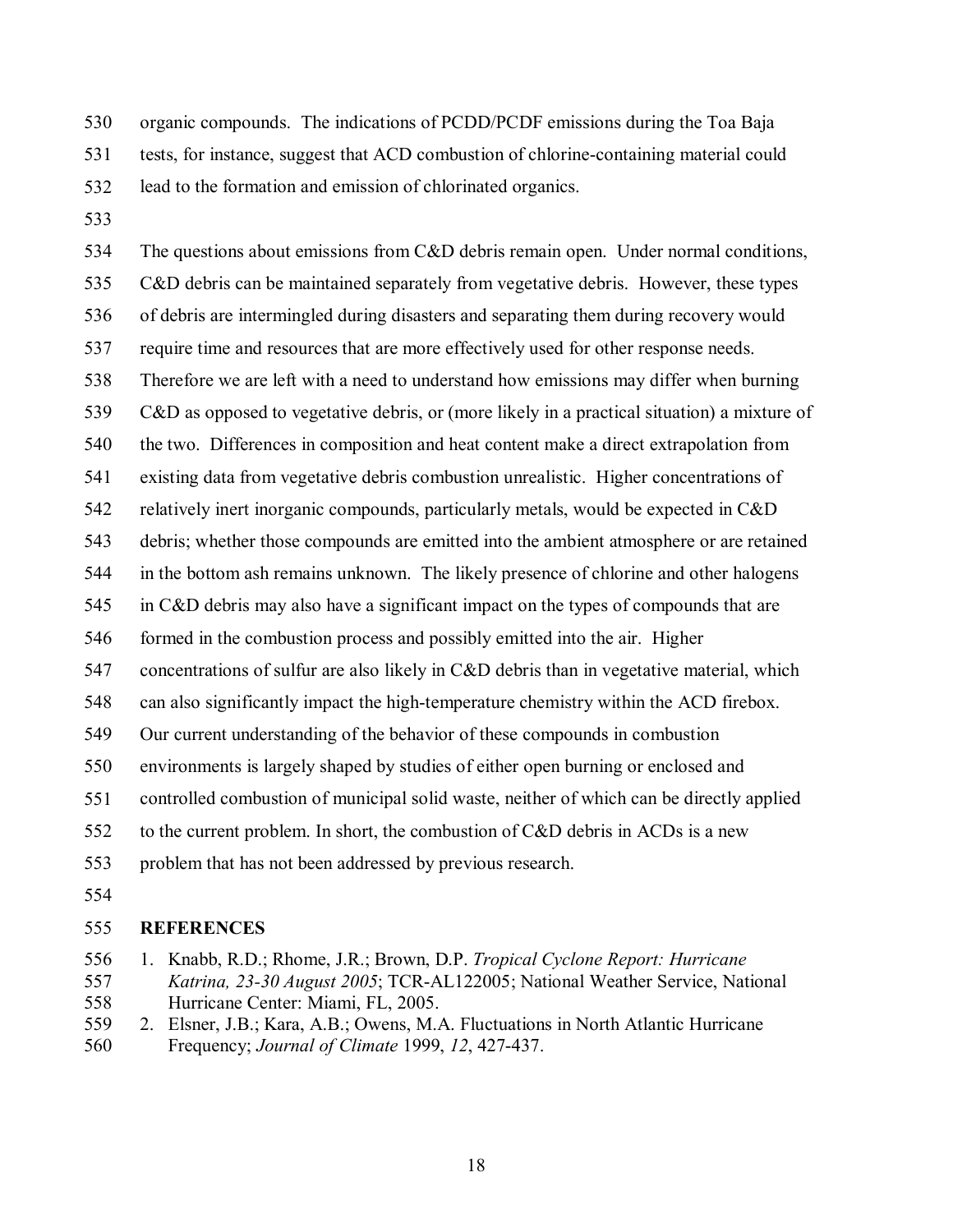organic compounds. The indications of PCDD/PCDF emissions during the Toa Baja tests, for instance, suggest that ACD combustion of chlorine-containing material could lead to the formation and emission of chlorinated organics.

The questions about emissions from C&D debris remain open. Under normal conditions, C&D debris can be maintained separately from vegetative debris. However, these types of debris are intermingled during disasters and separating them during recovery would require time and resources that are more effectively used for other response needs. Therefore we are left with a need to understand how emissions may differ when burning C&D as opposed to vegetative debris, or (more likely in a practical situation) a mixture of the two. Differences in composition and heat content make a direct extrapolation from existing data from vegetative debris combustion unrealistic. Higher concentrations of relatively inert inorganic compounds, particularly metals, would be expected in C&D debris; whether those compounds are emitted into the ambient atmosphere or are retained in the bottom ash remains unknown. The likely presence of chlorine and other halogens in C&D debris may also have a significant impact on the types of compounds that are formed in the combustion process and possibly emitted into the air. Higher concentrations of sulfur are also likely in C&D debris than in vegetative material, which can also significantly impact the high-temperature chemistry within the ACD firebox. Our current understanding of the behavior of these compounds in combustion environments is largely shaped by studies of either open burning or enclosed and controlled combustion of municipal solid waste, neither of which can be directly applied to the current problem. In short, the combustion of C&D debris in ACDs is a new problem that has not been addressed by previous research.

## REFERENCES

1. Knabb, R.D.; Rhome, J.R.; Brown, D.P. *Tropical Cyclone Report: Hurricane Katrina, 23-30 August 2005*; TCR-AL122005; National Weather Service, National Hurricane Center: Miami, FL, 2005.
2. Elsner, J.B.; Kara, A.B.; Owens, M.A. Fluctuations in North Atlantic Hurricane Frequency; *Journal of Climate* 1999, *12*, 427-437.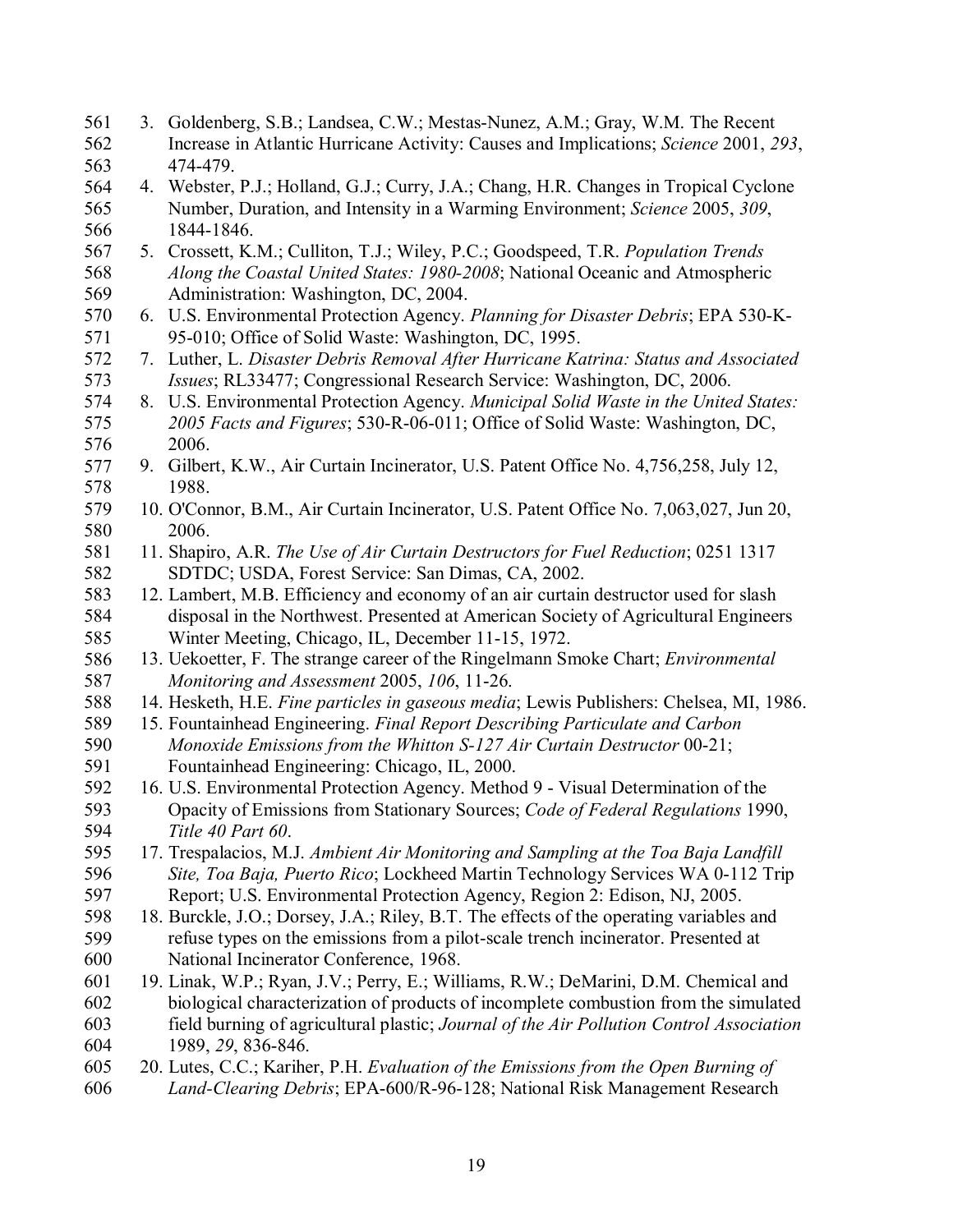3. Goldenberg, S.B.; Landsea, C.W.; Mestas-Nunez, A.M.; Gray, W.M. The Recent Increase in Atlantic Hurricane Activity: Causes and Implications; *Science* 2001, *293*, 474-479.
4. Webster, P.J.; Holland, G.J.; Curry, J.A.; Chang, H.R. Changes in Tropical Cyclone Number, Duration, and Intensity in a Warming Environment; *Science* 2005, *309*, 1844-1846.
5. Crossett, K.M.; Culliton, T.J.; Wiley, P.C.; Goodspeed, T.R. *Population Trends Along the Coastal United States: 1980-2008*; National Oceanic and Atmospheric Administration: Washington, DC, 2004.
6. U.S. Environmental Protection Agency. *Planning for Disaster Debris*; EPA 530-K-95-010; Office of Solid Waste: Washington, DC, 1995.
7. Luther, L. *Disaster Debris Removal After Hurricane Katrina: Status and Associated Issues*; RL33477; Congressional Research Service: Washington, DC, 2006.
8. U.S. Environmental Protection Agency. *Municipal Solid Waste in the United States: 2005 Facts and Figures*; 530-R-06-011; Office of Solid Waste: Washington, DC, 2006.
9. Gilbert, K.W., Air Curtain Incinerator, U.S. Patent Office No. 4,756,258, July 12, 1988.
10. O'Connor, B.M., Air Curtain Incinerator, U.S. Patent Office No. 7,063,027, Jun 20, 2006.
11. Shapiro, A.R. *The Use of Air Curtain Destructors for Fuel Reduction*; 0251 1317 SDTDC; USDA, Forest Service: San Dimas, CA, 2002.
12. Lambert, M.B. Efficiency and economy of an air curtain destructor used for slash disposal in the Northwest. Presented at American Society of Agricultural Engineers Winter Meeting, Chicago, IL, December 11-15, 1972.
13. Uekoetter, F. The strange career of the Ringelmann Smoke Chart; *Environmental Monitoring and Assessment* 2005, *106*, 11-26.
14. Hesketh, H.E. *Fine particles in gaseous media*; Lewis Publishers: Chelsea, MI, 1986.
15. Fountainhead Engineering. *Final Report Describing Particulate and Carbon Monoxide Emissions from the Whitton S-127 Air Curtain Destructor* 00-21; Fountainhead Engineering: Chicago, IL, 2000.
16. U.S. Environmental Protection Agency. Method 9 - Visual Determination of the Opacity of Emissions from Stationary Sources; *Code of Federal Regulations* 1990, *Title 40 Part 60*.
17. Trespalacios, M.J. *Ambient Air Monitoring and Sampling at the Toa Baja Landfill Site, Toa Baja, Puerto Rico*; Lockheed Martin Technology Services WA 0-112 Trip Report; U.S. Environmental Protection Agency, Region 2: Edison, NJ, 2005.
18. Burckle, J.O.; Dorsey, J.A.; Riley, B.T. The effects of the operating variables and refuse types on the emissions from a pilot-scale trench incinerator. Presented at National Incinerator Conference, 1968.
19. Linak, W.P.; Ryan, J.V.; Perry, E.; Williams, R.W.; DeMarini, D.M. Chemical and biological characterization of products of incomplete combustion from the simulated field burning of agricultural plastic; *Journal of the Air Pollution Control Association* 1989, *29*, 836-846.
20. Lutes, C.C.; Kariher, P.H. *Evaluation of the Emissions from the Open Burning of Land-Clearing Debris*; EPA-600/R-96-128; National Risk Management Research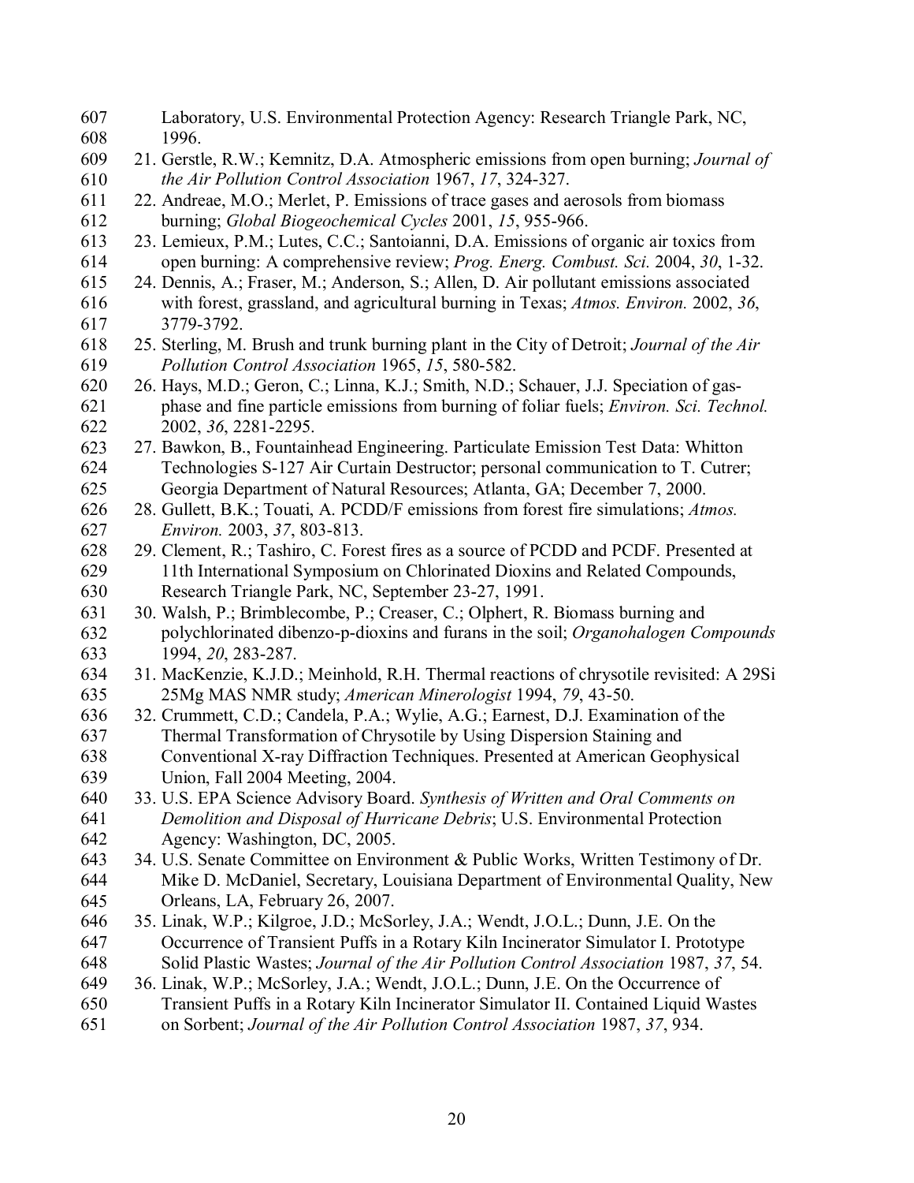Laboratory, U.S. Environmental Protection Agency: Research Triangle Park, NC, 1996.

21. Gerstle, R.W.; Kemnitz, D.A. Atmospheric emissions from open burning; *Journal of the Air Pollution Control Association* 1967, *17*, 324-327.
22. Andreae, M.O.; Merlet, P. Emissions of trace gases and aerosols from biomass burning; *Global Biogeochemical Cycles* 2001, *15*, 955-966.
23. Lemieux, P.M.; Lutes, C.C.; Santoianni, D.A. Emissions of organic air toxics from open burning: A comprehensive review; *Prog. Energ. Combust. Sci.* 2004, *30*, 1-32.
24. Dennis, A.; Fraser, M.; Anderson, S.; Allen, D. Air pollutant emissions associated with forest, grassland, and agricultural burning in Texas; *Atmos. Environ.* 2002, *36*, 3779-3792.
25. Sterling, M. Brush and trunk burning plant in the City of Detroit; *Journal of the Air Pollution Control Association* 1965, *15*, 580-582.
26. Hays, M.D.; Geron, C.; Linna, K.J.; Smith, N.D.; Schauer, J.J. Speciation of gas-phase and fine particle emissions from burning of foliar fuels; *Environ. Sci. Technol.* 2002, *36*, 2281-2295.
27. Bawkon, B., Fountainhead Engineering. Particulate Emission Test Data: Whitton Technologies S-127 Air Curtain Destructor; personal communication to T. Cutrer; Georgia Department of Natural Resources; Atlanta, GA; December 7, 2000.
28. Gullett, B.K.; Touati, A. PCDD/F emissions from forest fire simulations; *Atmos. Environ.* 2003, *37*, 803-813.
29. Clement, R.; Tashiro, C. Forest fires as a source of PCDD and PCDF. Presented at 11th International Symposium on Chlorinated Dioxins and Related Compounds, Research Triangle Park, NC, September 23-27, 1991.
30. Walsh, P.; Brimblecombe, P.; Creaser, C.; Olphert, R. Biomass burning and polychlorinated dibenzo-p-dioxins and furans in the soil; *Organohalogen Compounds* 1994, *20*, 283-287.
31. MacKenzie, K.J.D.; Meinhold, R.H. Thermal reactions of chrysotile revisited: A 29Si 25Mg MAS NMR study; *American Minerologist* 1994, *79*, 43-50.
32. Crummett, C.D.; Candela, P.A.; Wylie, A.G.; Earnest, D.J. Examination of the Thermal Transformation of Chrysotile by Using Dispersion Staining and Conventional X-ray Diffraction Techniques. Presented at American Geophysical Union, Fall 2004 Meeting, 2004.
33. U.S. EPA Science Advisory Board. *Synthesis of Written and Oral Comments on Demolition and Disposal of Hurricane Debris*; U.S. Environmental Protection Agency: Washington, DC, 2005.
34. U.S. Senate Committee on Environment & Public Works, Written Testimony of Dr. Mike D. McDaniel, Secretary, Louisiana Department of Environmental Quality, New Orleans, LA, February 26, 2007.
35. Linak, W.P.; Kilgroe, J.D.; McSorley, J.A.; Wendt, J.O.L.; Dunn, J.E. On the Occurrence of Transient Puffs in a Rotary Kiln Incinerator Simulator I. Prototype Solid Plastic Wastes; *Journal of the Air Pollution Control Association* 1987, *37*, 54.
36. Linak, W.P.; McSorley, J.A.; Wendt, J.O.L.; Dunn, J.E. On the Occurrence of Transient Puffs in a Rotary Kiln Incinerator Simulator II. Contained Liquid Wastes on Sorbent; *Journal of the Air Pollution Control Association* 1987, *37*, 934.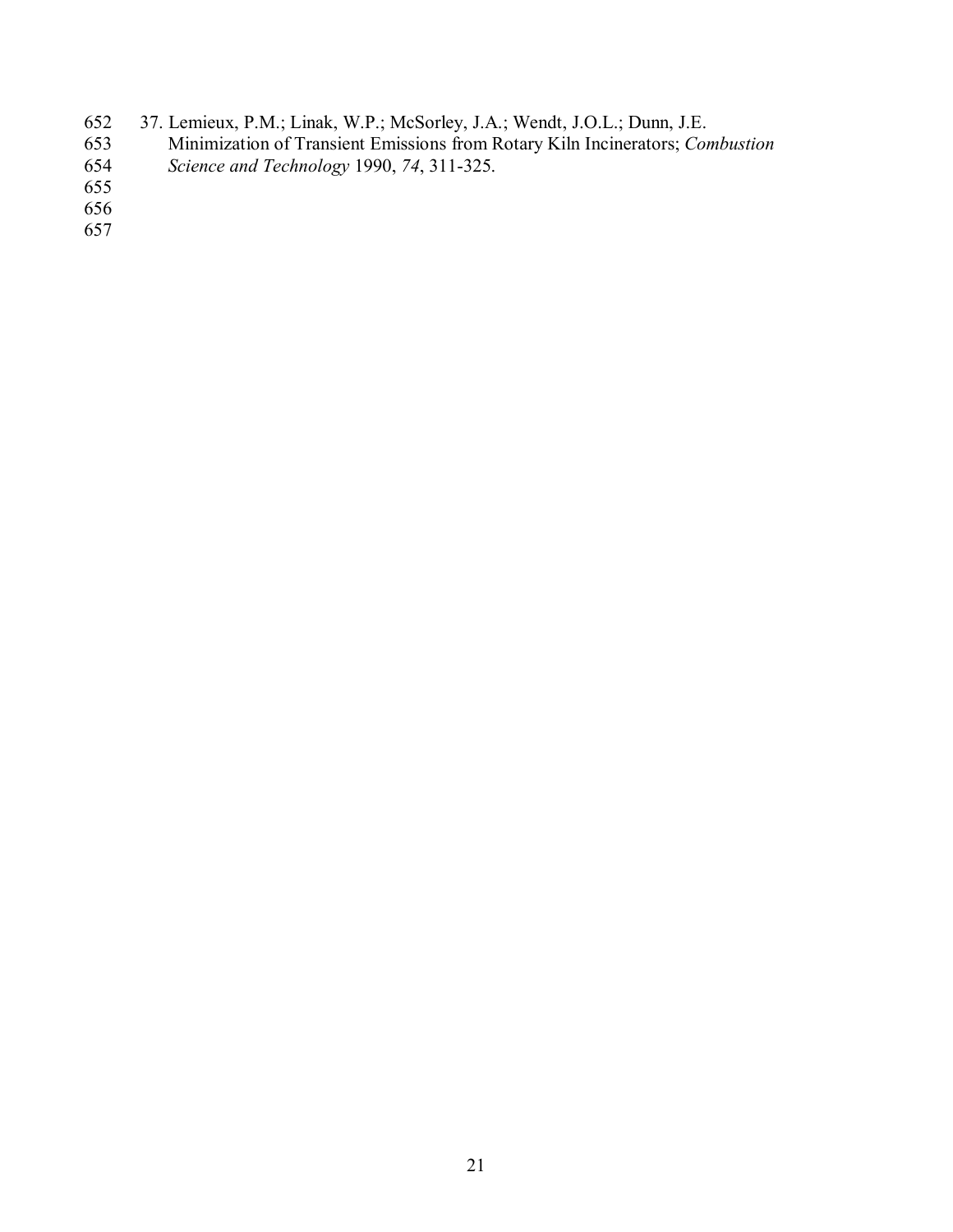37. Lemieux, P.M.; Linak, W.P.; McSorley, J.A.; Wendt, J.O.L.; Dunn, J.E. Minimization of Transient Emissions from Rotary Kiln Incinerators; *Combustion Science and Technology* 1990, *74*, 311-325.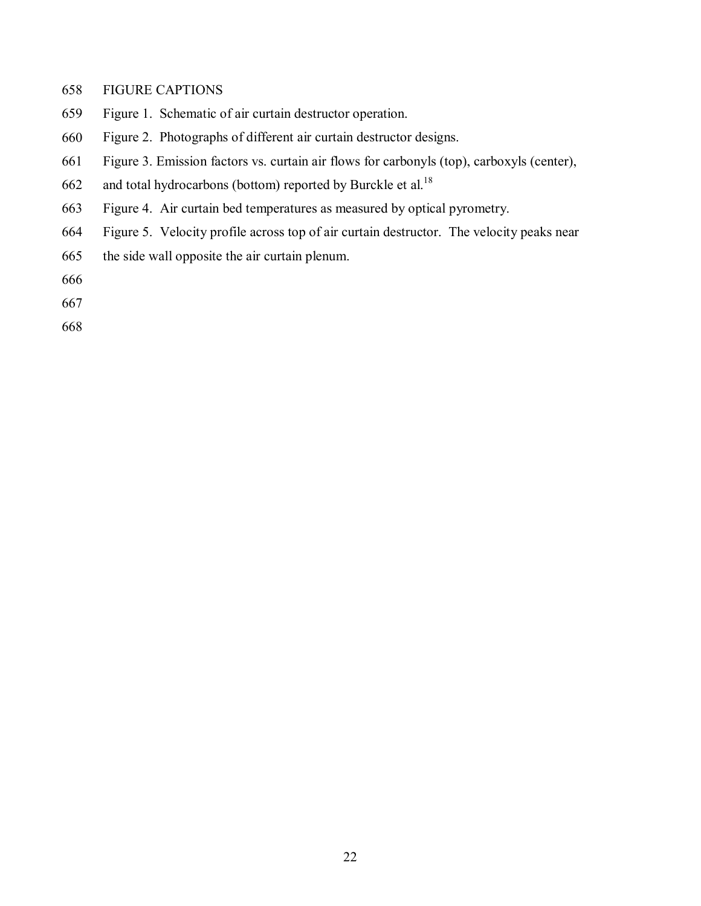## FIGURE CAPTIONS

Figure 1. Schematic of air curtain destructor operation.

Figure 2. Photographs of different air curtain destructor designs.

Figure 3. Emission factors vs. curtain air flows for carbonyls (top), carboxyls (center), and total hydrocarbons (bottom) reported by Burckle et al.[18]

Figure 4. Air curtain bed temperatures as measured by optical pyrometry.

Figure 5. Velocity profile across top of air curtain destructor. The velocity peaks near the side wall opposite the air curtain plenum.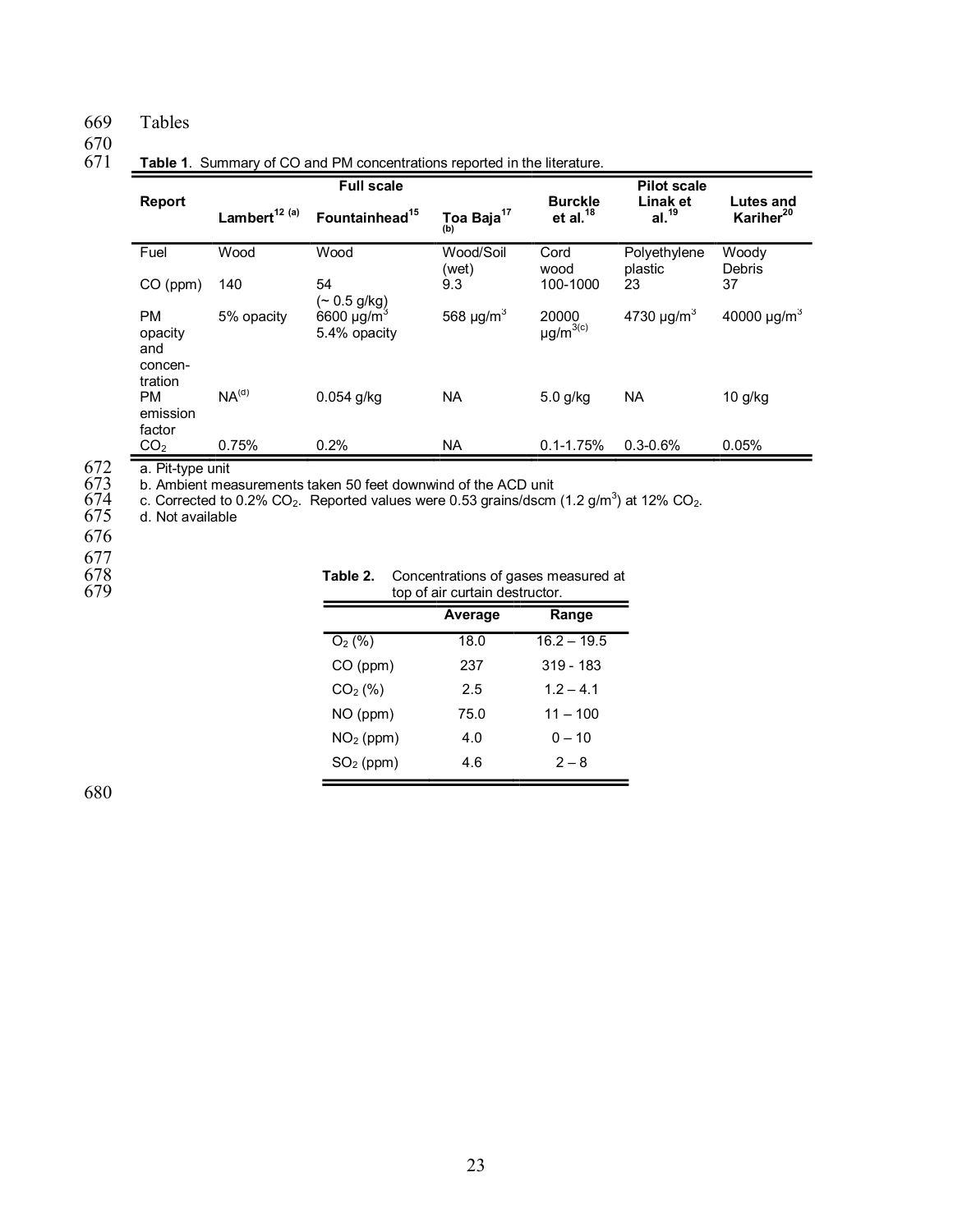# Tables

**Table 1**. Summary of CO and PM concentrations reported in the literature.

| Report | Full scale | | | | Pilot scale | |
|---|---|---|---|---|---|---|
| | Lambert[12] [(a)] | Fountainhead[15] | Toa Baja[17] [(b)] | Burckle et al.[18] | Linak et al.[19] | Lutes and Kariher[20] |
| Fuel | Wood | Wood | Wood/Soil (wet) | Cord wood | Polyethylene plastic | Woody Debris |
| CO (ppm) | 140 | 54 (~ 0.5 g/kg) | 9.3 | 100-1000 | 23 | 37 |
| PM opacity and concentration | 5% opacity | 6600 μg/m$^3$ 5.4% opacity | 568 μg/m$^3$ | 20000 μg/m$^3$ [(c)] | 4730 μg/m$^3$ | 40000 μg/m$^3$ |
| PM emission factor | NA[(d)] | 0.054 g/kg | NA | 5.0 g/kg | NA | 10 g/kg |
| $CO_2$ | 0.75% | 0.2% | NA | 0.1-1.75% | 0.3-0.6% | 0.05% |

a. Pit-type unit
b. Ambient measurements taken 50 feet downwind of the ACD unit
c. Corrected to 0.2% $CO_2$. Reported values were 0.53 grains/dscm (1.2 g/m$^3$) at 12% $CO_2$.
d. Not available

**Table 2.** Concentrations of gases measured at top of air curtain destructor.

| | Average | Range |
|---|---|---|
| $O_2$ (%) | 18.0 | 16.2 – 19.5 |
| CO (ppm) | 237 | 319 - 183 |
| $CO_2$ (%) | 2.5 | 1.2 – 4.1 |
| NO (ppm) | 75.0 | 11 – 100 |
| $NO_2$ (ppm) | 4.0 | 0 – 10 |
| $SO_2$ (ppm) | 4.6 | 2 – 8 |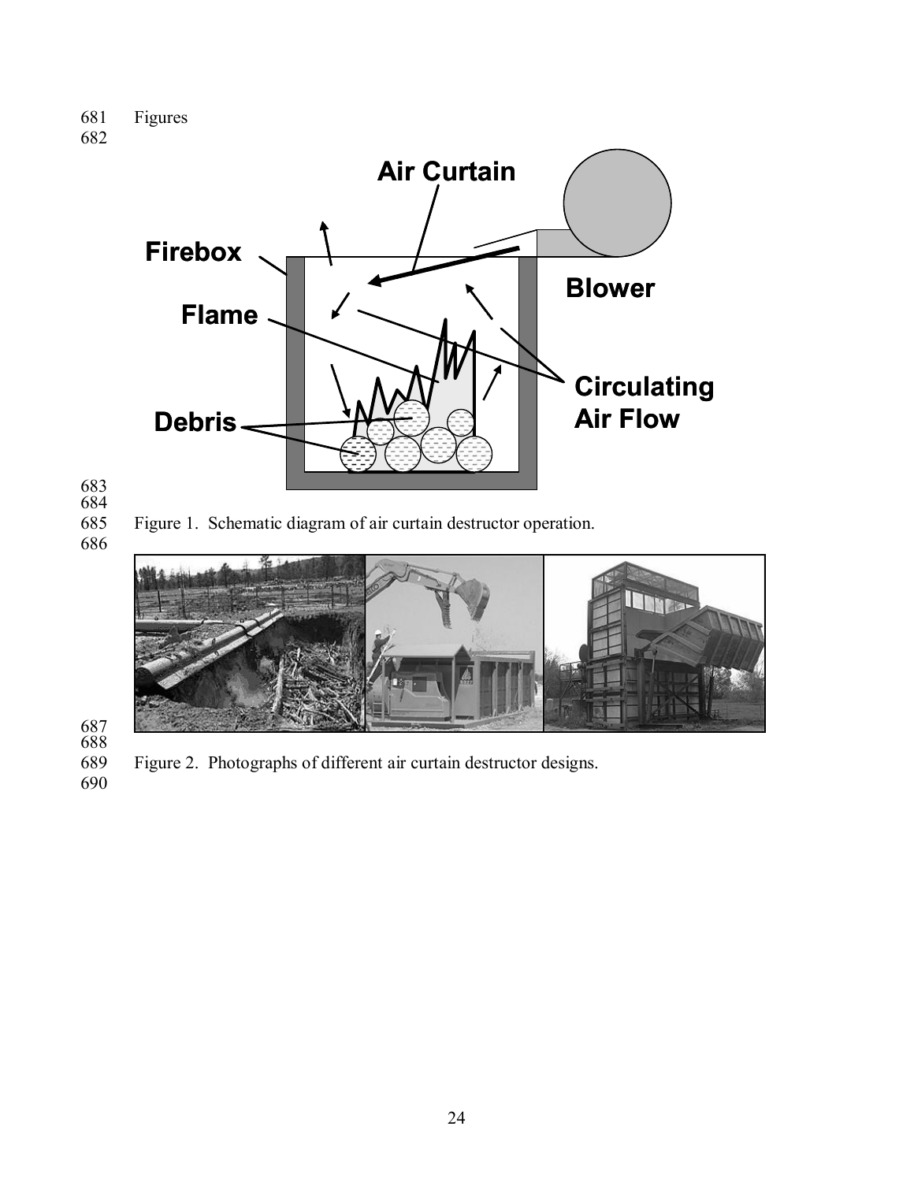Figures

Figure 1. Schematic diagram of air curtain destructor operation.

Figure 2. Photographs of different air curtain destructor designs.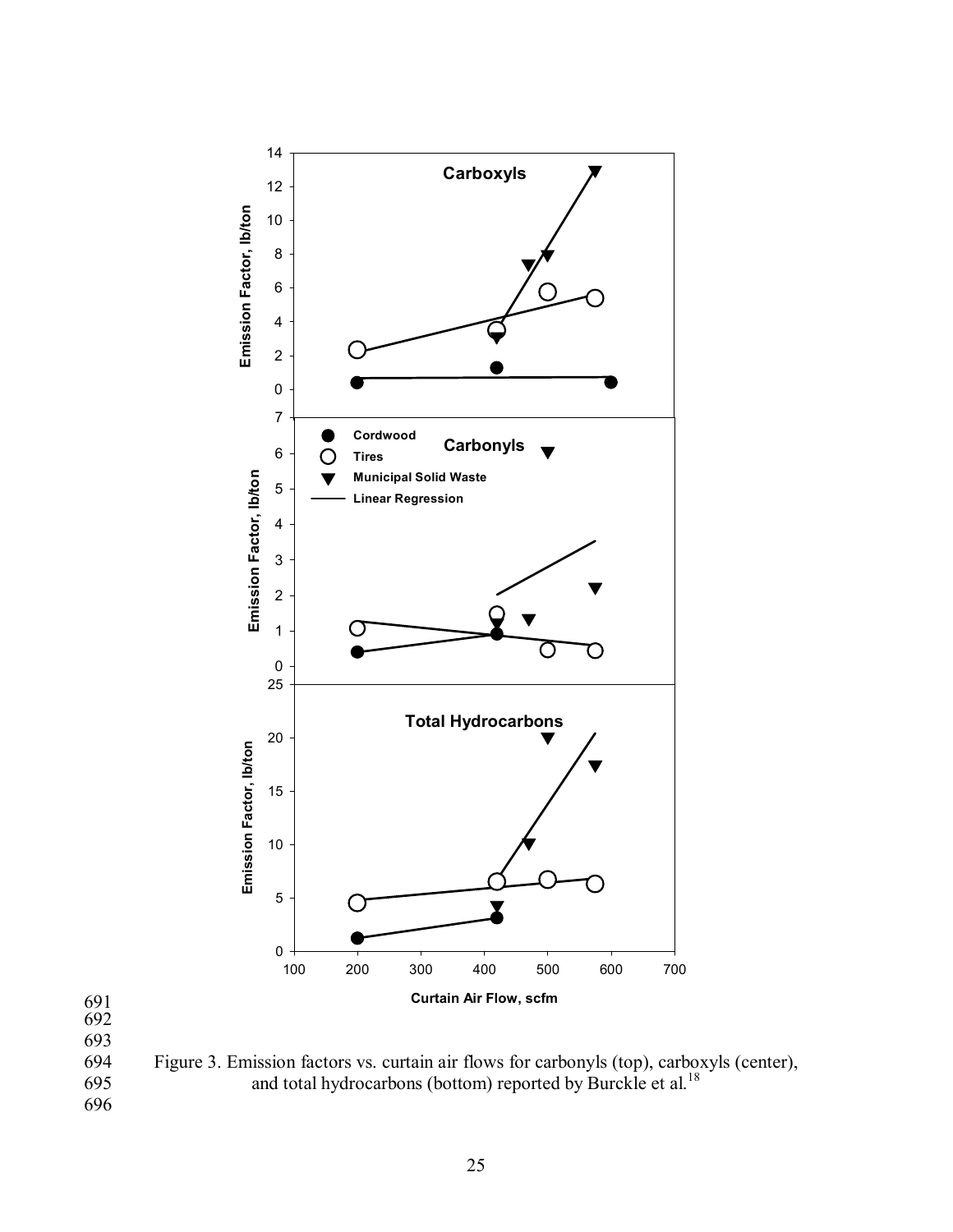Figure 3. Emission factors vs. curtain air flows for carbonyls (top), carboxyls (center), and total hydrocarbons (bottom) reported by Burckle et al.[18]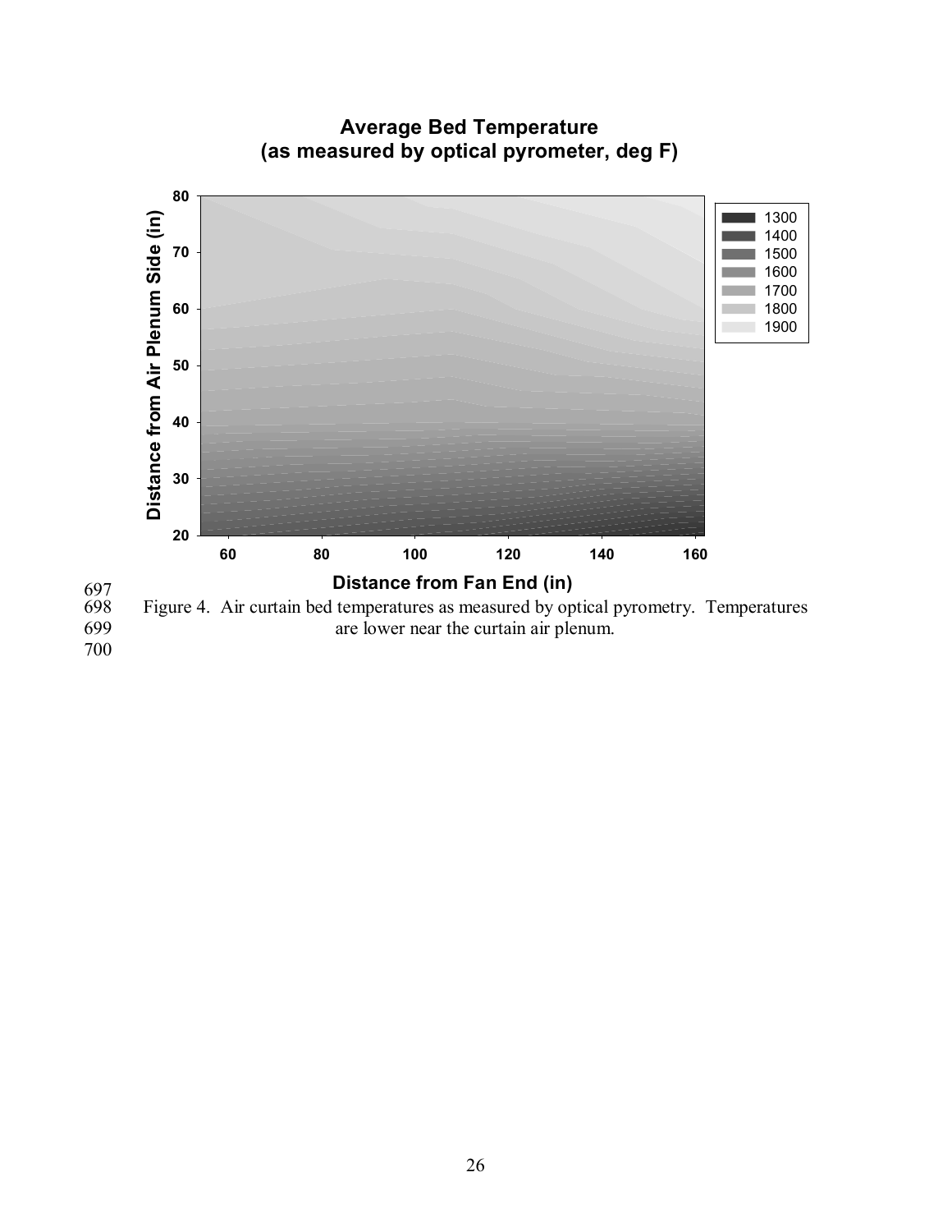**Average Bed Temperature**
**(as measured by optical pyrometer, deg F)**

Figure 4. Air curtain bed temperatures as measured by optical pyrometry. Temperatures are lower near the curtain air plenum.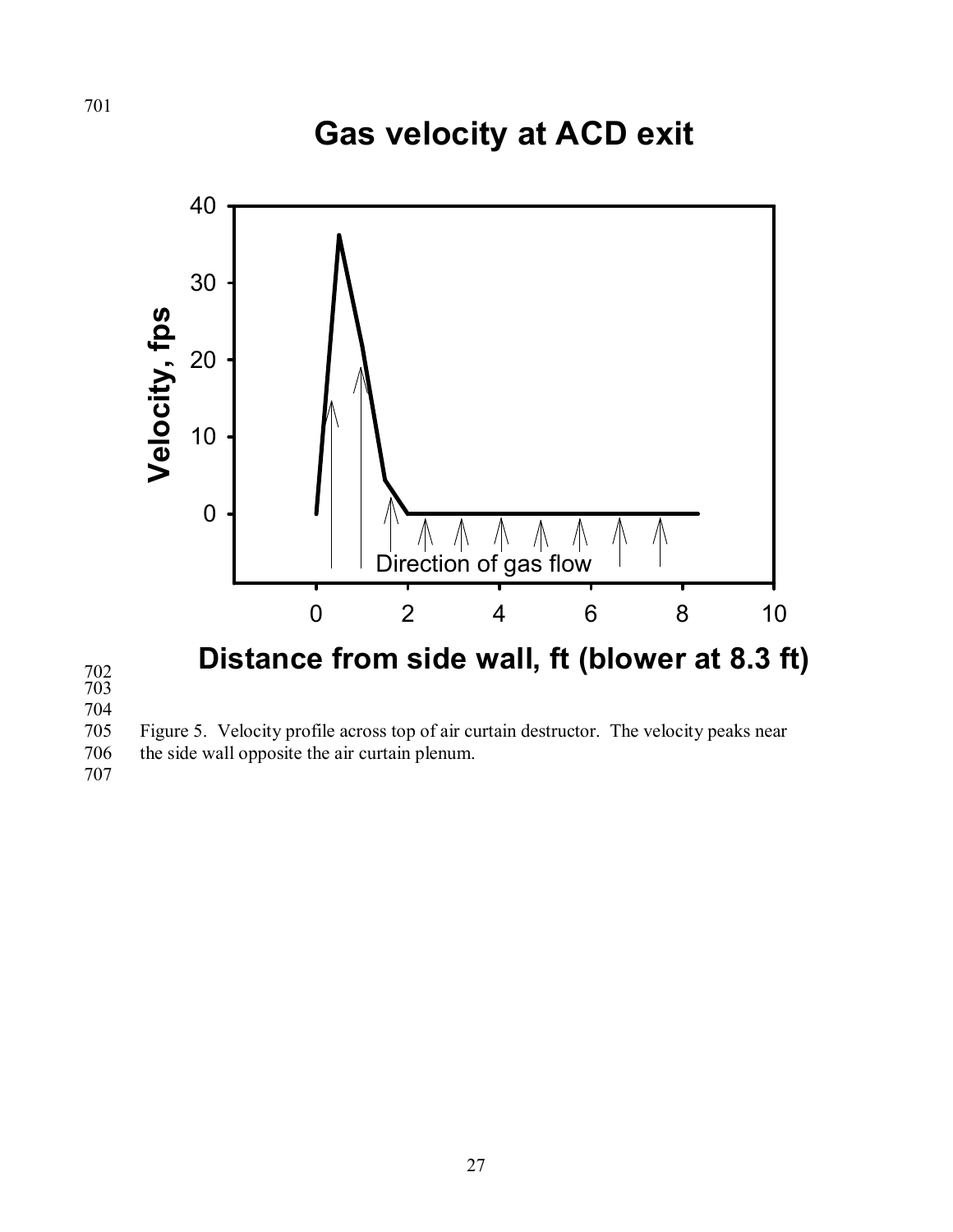Gas velocity at ACD exit

Velocity, fps

40

30

20

10

0

Direction of gas flow

0 2 4 6 8 10

Distance from side wall, ft (blower at 8.3 ft)

Figure 5. Velocity profile across top of air curtain destructor. The velocity peaks near the side wall opposite the air curtain plenum.